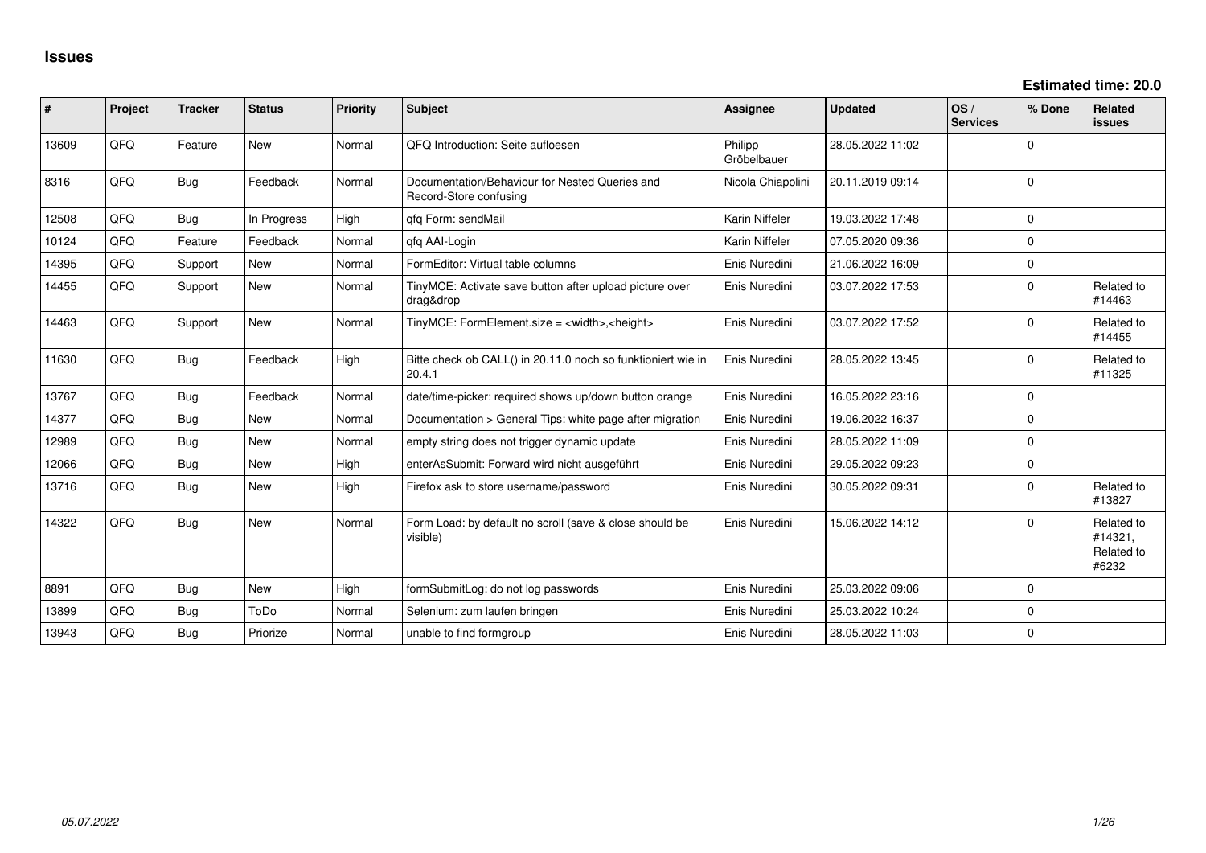# Issues

**Estimated time: 20.0**

| # | Project | Tracker | Status | Priority | Subject | Assignee | Updated | OS / Services | % Done | Related issues |
|---|---|---|---|---|---|---|---|---|---|---|
| 13609 | QFQ | Feature | New | Normal | QFQ Introduction: Seite aufloesen | Philipp Gröbelbauer | 28.05.2022 11:02 | | 0 | |
| 8316 | QFQ | Bug | Feedback | Normal | Documentation/Behaviour for Nested Queries and Record-Store confusing | Nicola Chiapolini | 20.11.2019 09:14 | | 0 | |
| 12508 | QFQ | Bug | In Progress | High | qfq Form: sendMail | Karin Niffeler | 19.03.2022 17:48 | | 0 | |
| 10124 | QFQ | Feature | Feedback | Normal | qfq AAI-Login | Karin Niffeler | 07.05.2020 09:36 | | 0 | |
| 14395 | QFQ | Support | New | Normal | FormEditor: Virtual table columns | Enis Nuredini | 21.06.2022 16:09 | | 0 | |
| 14455 | QFQ | Support | New | Normal | TinyMCE: Activate save button after upload picture over drag&drop | Enis Nuredini | 03.07.2022 17:53 | | 0 | Related to #14463 |
| 14463 | QFQ | Support | New | Normal | TinyMCE: FormElement.size = <width>,<height> | Enis Nuredini | 03.07.2022 17:52 | | 0 | Related to #14455 |
| 11630 | QFQ | Bug | Feedback | High | Bitte check ob CALL() in 20.11.0 noch so funktioniert wie in 20.4.1 | Enis Nuredini | 28.05.2022 13:45 | | 0 | Related to #11325 |
| 13767 | QFQ | Bug | Feedback | Normal | date/time-picker: required shows up/down button orange | Enis Nuredini | 16.05.2022 23:16 | | 0 | |
| 14377 | QFQ | Bug | New | Normal | Documentation > General Tips: white page after migration | Enis Nuredini | 19.06.2022 16:37 | | 0 | |
| 12989 | QFQ | Bug | New | Normal | empty string does not trigger dynamic update | Enis Nuredini | 28.05.2022 11:09 | | 0 | |
| 12066 | QFQ | Bug | New | High | enterAsSubmit: Forward wird nicht ausgeführt | Enis Nuredini | 29.05.2022 09:23 | | 0 | |
| 13716 | QFQ | Bug | New | High | Firefox ask to store username/password | Enis Nuredini | 30.05.2022 09:31 | | 0 | Related to #13827 |
| 14322 | QFQ | Bug | New | Normal | Form Load: by default no scroll (save & close should be visible) | Enis Nuredini | 15.06.2022 14:12 | | 0 | Related to #14321, Related to #6232 |
| 8891 | QFQ | Bug | New | High | formSubmitLog: do not log passwords | Enis Nuredini | 25.03.2022 09:06 | | 0 | |
| 13899 | QFQ | Bug | ToDo | Normal | Selenium: zum laufen bringen | Enis Nuredini | 25.03.2022 10:24 | | 0 | |
| 13943 | QFQ | Bug | Priorize | Normal | unable to find formgroup | Enis Nuredini | 28.05.2022 11:03 | | 0 | |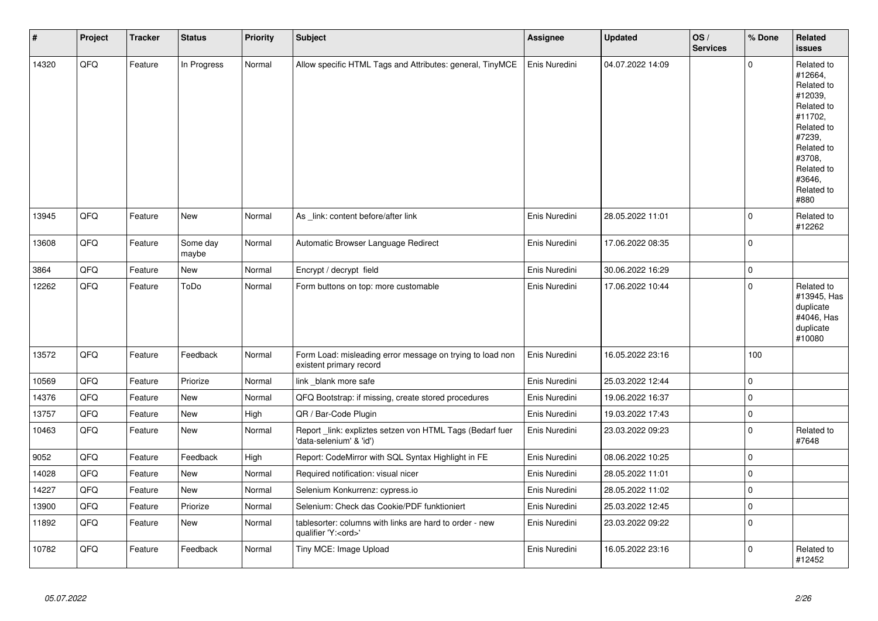| # | Project | Tracker | Status | Priority | Subject | Assignee | Updated | OS / Services | % Done | Related issues |
|---|---|---|---|---|---|---|---|---|---|---|
| 14320 | QFQ | Feature | In Progress | Normal | Allow specific HTML Tags and Attributes: general, TinyMCE | Enis Nuredini | 04.07.2022 14:09 | | 0 | Related to #12664, Related to #12039, Related to #11702, Related to #7239, Related to #3708, Related to #3646, Related to #880 |
| 13945 | QFQ | Feature | New | Normal | As _link: content before/after link | Enis Nuredini | 28.05.2022 11:01 | | 0 | Related to #12262 |
| 13608 | QFQ | Feature | Some day maybe | Normal | Automatic Browser Language Redirect | Enis Nuredini | 17.06.2022 08:35 | | 0 | |
| 3864 | QFQ | Feature | New | Normal | Encrypt / decrypt field | Enis Nuredini | 30.06.2022 16:29 | | 0 | |
| 12262 | QFQ | Feature | ToDo | Normal | Form buttons on top: more customable | Enis Nuredini | 17.06.2022 10:44 | | 0 | Related to #13945, Has duplicate #4046, Has duplicate #10080 |
| 13572 | QFQ | Feature | Feedback | Normal | Form Load: misleading error message on trying to load non existent primary record | Enis Nuredini | 16.05.2022 23:16 | | 100 | |
| 10569 | QFQ | Feature | Priorize | Normal | link _blank more safe | Enis Nuredini | 25.03.2022 12:44 | | 0 | |
| 14376 | QFQ | Feature | New | Normal | QFQ Bootstrap: if missing, create stored procedures | Enis Nuredini | 19.06.2022 16:37 | | 0 | |
| 13757 | QFQ | Feature | New | High | QR / Bar-Code Plugin | Enis Nuredini | 19.03.2022 17:43 | | 0 | |
| 10463 | QFQ | Feature | New | Normal | Report _link: expliztes setzen von HTML Tags (Bedarf fuer 'data-selenium' & 'id') | Enis Nuredini | 23.03.2022 09:23 | | 0 | Related to #7648 |
| 9052 | QFQ | Feature | Feedback | High | Report: CodeMirror with SQL Syntax Highlight in FE | Enis Nuredini | 08.06.2022 10:25 | | 0 | |
| 14028 | QFQ | Feature | New | Normal | Required notification: visual nicer | Enis Nuredini | 28.05.2022 11:01 | | 0 | |
| 14227 | QFQ | Feature | New | Normal | Selenium Konkurrenz: cypress.io | Enis Nuredini | 28.05.2022 11:02 | | 0 | |
| 13900 | QFQ | Feature | Priorize | Normal | Selenium: Check das Cookie/PDF funktioniert | Enis Nuredini | 25.03.2022 12:45 | | 0 | |
| 11892 | QFQ | Feature | New | Normal | tablesorter: columns with links are hard to order - new qualifier 'Y:<ord>' | Enis Nuredini | 23.03.2022 09:22 | | 0 | |
| 10782 | QFQ | Feature | Feedback | Normal | Tiny MCE: Image Upload | Enis Nuredini | 16.05.2022 23:16 | | 0 | Related to #12452 |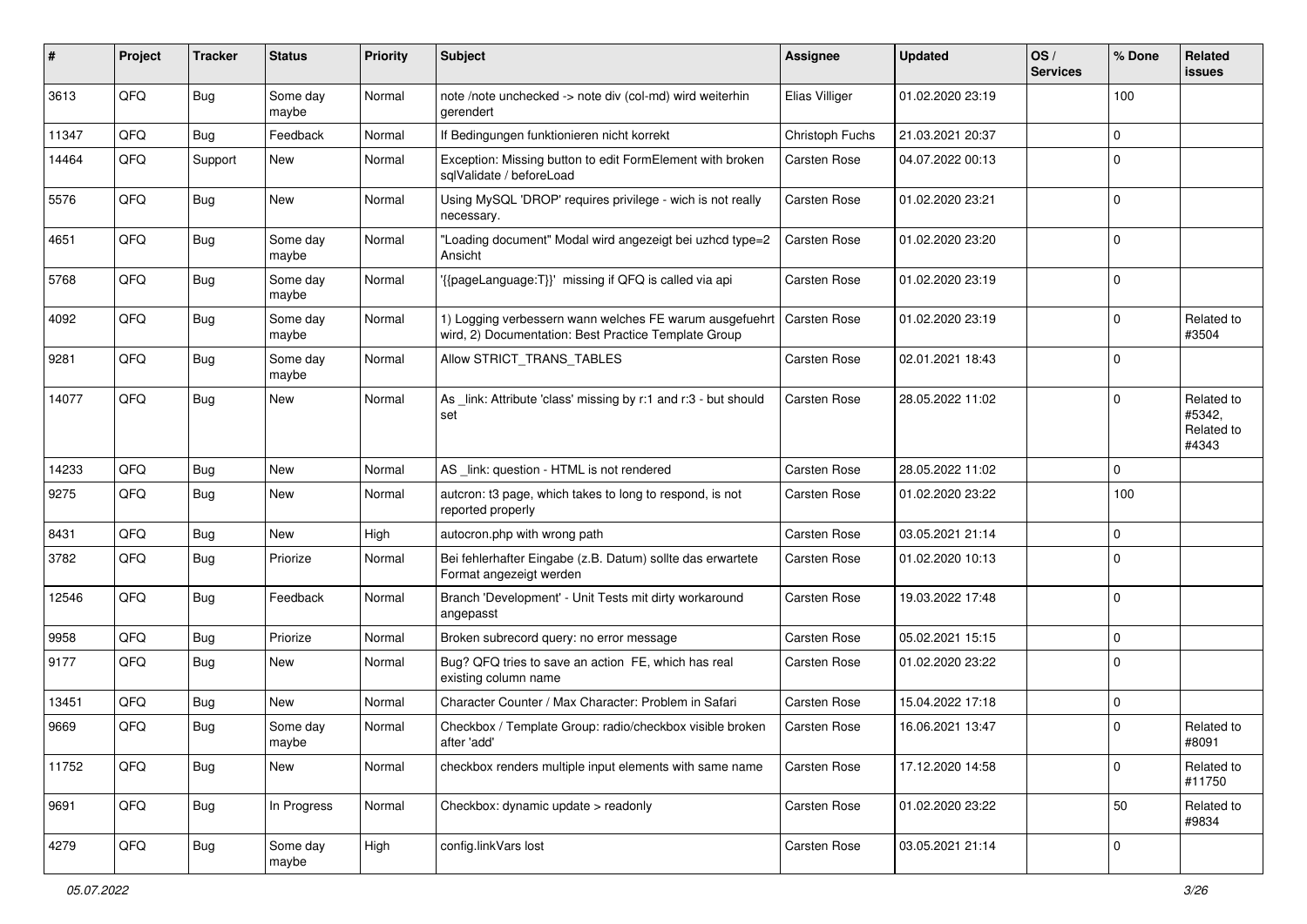| # | Project | Tracker | Status | Priority | Subject | Assignee | Updated | OS / Services | % Done | Related issues |
|---|---|---|---|---|---|---|---|---|---|---|
| 3613 | QFQ | Bug | Some day maybe | Normal | note /note unchecked -> note div (col-md) wird weiterhin gerendert | Elias Villiger | 01.02.2020 23:19 | | 100 | |
| 11347 | QFQ | Bug | Feedback | Normal | If Bedingungen funktionieren nicht korrekt | Christoph Fuchs | 21.03.2021 20:37 | | 0 | |
| 14464 | QFQ | Support | New | Normal | Exception: Missing button to edit FormElement with broken sqlValidate / beforeLoad | Carsten Rose | 04.07.2022 00:13 | | 0 | |
| 5576 | QFQ | Bug | New | Normal | Using MySQL 'DROP' requires privilege - wich is not really necessary. | Carsten Rose | 01.02.2020 23:21 | | 0 | |
| 4651 | QFQ | Bug | Some day maybe | Normal | "Loading document" Modal wird angezeigt bei uzhcd type=2 Ansicht | Carsten Rose | 01.02.2020 23:20 | | 0 | |
| 5768 | QFQ | Bug | Some day maybe | Normal | '{{pageLanguage:T}}' missing if QFQ is called via api | Carsten Rose | 01.02.2020 23:19 | | 0 | |
| 4092 | QFQ | Bug | Some day maybe | Normal | 1) Logging verbessern wann welches FE warum ausgefuehrt wird, 2) Documentation: Best Practice Template Group | Carsten Rose | 01.02.2020 23:19 | | 0 | Related to #3504 |
| 9281 | QFQ | Bug | Some day maybe | Normal | Allow STRICT_TRANS_TABLES | Carsten Rose | 02.01.2021 18:43 | | 0 | |
| 14077 | QFQ | Bug | New | Normal | As _link: Attribute 'class' missing by r:1 and r:3 - but should set | Carsten Rose | 28.05.2022 11:02 | | 0 | Related to #5342, Related to #4343 |
| 14233 | QFQ | Bug | New | Normal | AS _link: question - HTML is not rendered | Carsten Rose | 28.05.2022 11:02 | | 0 | |
| 9275 | QFQ | Bug | New | Normal | autcron: t3 page, which takes to long to respond, is not reported properly | Carsten Rose | 01.02.2020 23:22 | | 100 | |
| 8431 | QFQ | Bug | New | High | autocron.php with wrong path | Carsten Rose | 03.05.2021 21:14 | | 0 | |
| 3782 | QFQ | Bug | Priorize | Normal | Bei fehlerhafter Eingabe (z.B. Datum) sollte das erwartete Format angezeigt werden | Carsten Rose | 01.02.2020 10:13 | | 0 | |
| 12546 | QFQ | Bug | Feedback | Normal | Branch 'Development' - Unit Tests mit dirty workaround angepasst | Carsten Rose | 19.03.2022 17:48 | | 0 | |
| 9958 | QFQ | Bug | Priorize | Normal | Broken subrecord query: no error message | Carsten Rose | 05.02.2021 15:15 | | 0 | |
| 9177 | QFQ | Bug | New | Normal | Bug? QFQ tries to save an action FE, which has real existing column name | Carsten Rose | 01.02.2020 23:22 | | 0 | |
| 13451 | QFQ | Bug | New | Normal | Character Counter / Max Character: Problem in Safari | Carsten Rose | 15.04.2022 17:18 | | 0 | |
| 9669 | QFQ | Bug | Some day maybe | Normal | Checkbox / Template Group: radio/checkbox visible broken after 'add' | Carsten Rose | 16.06.2021 13:47 | | 0 | Related to #8091 |
| 11752 | QFQ | Bug | New | Normal | checkbox renders multiple input elements with same name | Carsten Rose | 17.12.2020 14:58 | | 0 | Related to #11750 |
| 9691 | QFQ | Bug | In Progress | Normal | Checkbox: dynamic update > readonly | Carsten Rose | 01.02.2020 23:22 | | 50 | Related to #9834 |
| 4279 | QFQ | Bug | Some day maybe | High | config.linkVars lost | Carsten Rose | 03.05.2021 21:14 | | 0 | |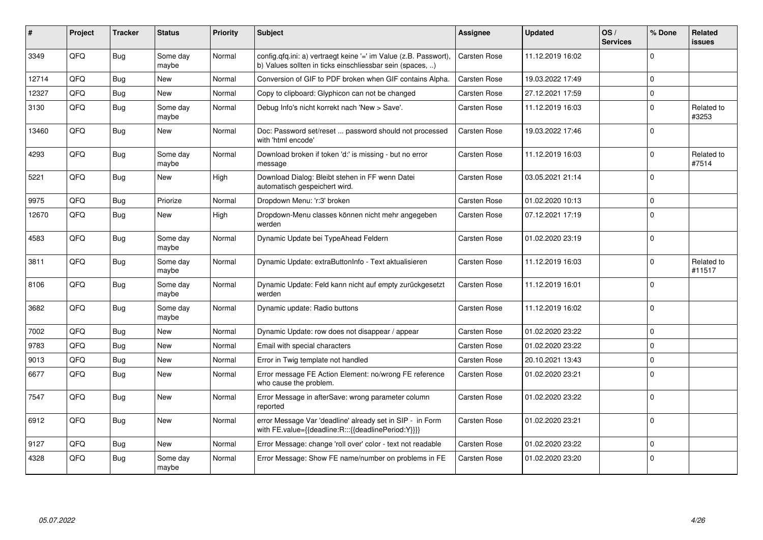| # | Project | Tracker | Status | Priority | Subject | Assignee | Updated | OS / Services | % Done | Related issues |
|---|---|---|---|---|---|---|---|---|---|---|
| 3349 | QFQ | Bug | Some day maybe | Normal | config.qfq.ini: a) vertraegt keine '=' im Value (z.B. Passwort), b) Values sollten in ticks einschliessbar sein (spaces, ..) | Carsten Rose | 11.12.2019 16:02 | | 0 | |
| 12714 | QFQ | Bug | New | Normal | Conversion of GIF to PDF broken when GIF contains Alpha. | Carsten Rose | 19.03.2022 17:49 | | 0 | |
| 12327 | QFQ | Bug | New | Normal | Copy to clipboard: Glyphicon can not be changed | Carsten Rose | 27.12.2021 17:59 | | 0 | |
| 3130 | QFQ | Bug | Some day maybe | Normal | Debug Info's nicht korrekt nach 'New > Save'. | Carsten Rose | 11.12.2019 16:03 | | 0 | Related to #3253 |
| 13460 | QFQ | Bug | New | Normal | Doc: Password set/reset ... password should not processed with 'html encode' | Carsten Rose | 19.03.2022 17:46 | | 0 | |
| 4293 | QFQ | Bug | Some day maybe | Normal | Download broken if token 'd:' is missing - but no error message | Carsten Rose | 11.12.2019 16:03 | | 0 | Related to #7514 |
| 5221 | QFQ | Bug | New | High | Download Dialog: Bleibt stehen in FF wenn Datei automatisch gespeichert wird. | Carsten Rose | 03.05.2021 21:14 | | 0 | |
| 9975 | QFQ | Bug | Priorize | Normal | Dropdown Menu: 'r:3' broken | Carsten Rose | 01.02.2020 10:13 | | 0 | |
| 12670 | QFQ | Bug | New | High | Dropdown-Menu classes können nicht mehr angegeben werden | Carsten Rose | 07.12.2021 17:19 | | 0 | |
| 4583 | QFQ | Bug | Some day maybe | Normal | Dynamic Update bei TypeAhead Feldern | Carsten Rose | 01.02.2020 23:19 | | 0 | |
| 3811 | QFQ | Bug | Some day maybe | Normal | Dynamic Update: extraButtonInfo - Text aktualisieren | Carsten Rose | 11.12.2019 16:03 | | 0 | Related to #11517 |
| 8106 | QFQ | Bug | Some day maybe | Normal | Dynamic Update: Feld kann nicht auf empty zurückgesetzt werden | Carsten Rose | 11.12.2019 16:01 | | 0 | |
| 3682 | QFQ | Bug | Some day maybe | Normal | Dynamic update: Radio buttons | Carsten Rose | 11.12.2019 16:02 | | 0 | |
| 7002 | QFQ | Bug | New | Normal | Dynamic Update: row does not disappear / appear | Carsten Rose | 01.02.2020 23:22 | | 0 | |
| 9783 | QFQ | Bug | New | Normal | Email with special characters | Carsten Rose | 01.02.2020 23:22 | | 0 | |
| 9013 | QFQ | Bug | New | Normal | Error in Twig template not handled | Carsten Rose | 20.10.2021 13:43 | | 0 | |
| 6677 | QFQ | Bug | New | Normal | Error message FE Action Element: no/wrong FE reference who cause the problem. | Carsten Rose | 01.02.2020 23:21 | | 0 | |
| 7547 | QFQ | Bug | New | Normal | Error Message in afterSave: wrong parameter column reported | Carsten Rose | 01.02.2020 23:22 | | 0 | |
| 6912 | QFQ | Bug | New | Normal | error Message Var 'deadline' already set in SIP - in Form with FE.value={{deadline:R:::{{deadlinePeriod:Y}}}} | Carsten Rose | 01.02.2020 23:21 | | 0 | |
| 9127 | QFQ | Bug | New | Normal | Error Message: change 'roll over' color - text not readable | Carsten Rose | 01.02.2020 23:22 | | 0 | |
| 4328 | QFQ | Bug | Some day maybe | Normal | Error Message: Show FE name/number on problems in FE | Carsten Rose | 01.02.2020 23:20 | | 0 | |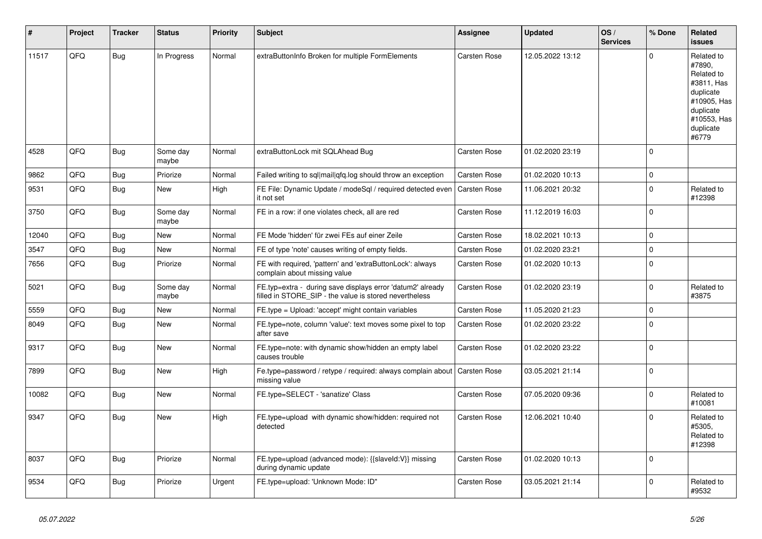| # | Project | Tracker | Status | Priority | Subject | Assignee | Updated | OS / Services | % Done | Related issues |
|---|---|---|---|---|---|---|---|---|---|---|
| 11517 | QFQ | Bug | In Progress | Normal | extraButtonInfo Broken for multiple FormElements | Carsten Rose | 12.05.2022 13:12 | | 0 | Related to #7890, Related to #3811, Has duplicate #10905, Has duplicate #10553, Has duplicate #6779 |
| 4528 | QFQ | Bug | Some day maybe | Normal | extraButtonLock mit SQLAhead Bug | Carsten Rose | 01.02.2020 23:19 | | 0 | |
| 9862 | QFQ | Bug | Priorize | Normal | Failed writing to sql\|mail\|qfq.log should throw an exception | Carsten Rose | 01.02.2020 10:13 | | 0 | |
| 9531 | QFQ | Bug | New | High | FE File: Dynamic Update / modeSql / required detected even it not set | Carsten Rose | 11.06.2021 20:32 | | 0 | Related to #12398 |
| 3750 | QFQ | Bug | Some day maybe | Normal | FE in a row: if one violates check, all are red | Carsten Rose | 11.12.2019 16:03 | | 0 | |
| 12040 | QFQ | Bug | New | Normal | FE Mode 'hidden' für zwei FEs auf einer Zeile | Carsten Rose | 18.02.2021 10:13 | | 0 | |
| 3547 | QFQ | Bug | New | Normal | FE of type 'note' causes writing of empty fields. | Carsten Rose | 01.02.2020 23:21 | | 0 | |
| 7656 | QFQ | Bug | Priorize | Normal | FE with required, 'pattern' and 'extraButtonLock': always complain about missing value | Carsten Rose | 01.02.2020 10:13 | | 0 | |
| 5021 | QFQ | Bug | Some day maybe | Normal | FE.typ=extra - during save displays error 'datum2' already filled in STORE_SIP - the value is stored nevertheless | Carsten Rose | 01.02.2020 23:19 | | 0 | Related to #3875 |
| 5559 | QFQ | Bug | New | Normal | FE.type = Upload: 'accept' might contain variables | Carsten Rose | 11.05.2020 21:23 | | 0 | |
| 8049 | QFQ | Bug | New | Normal | FE.type=note, column 'value': text moves some pixel to top after save | Carsten Rose | 01.02.2020 23:22 | | 0 | |
| 9317 | QFQ | Bug | New | Normal | FE.type=note: with dynamic show/hidden an empty label causes trouble | Carsten Rose | 01.02.2020 23:22 | | 0 | |
| 7899 | QFQ | Bug | New | High | Fe.type=password / retype / required: always complain about missing value | Carsten Rose | 03.05.2021 21:14 | | 0 | |
| 10082 | QFQ | Bug | New | Normal | FE.type=SELECT - 'sanatize' Class | Carsten Rose | 07.05.2020 09:36 | | 0 | Related to #10081 |
| 9347 | QFQ | Bug | New | High | FE.type=upload with dynamic show/hidden: required not detected | Carsten Rose | 12.06.2021 10:40 | | 0 | Related to #5305, Related to #12398 |
| 8037 | QFQ | Bug | Priorize | Normal | FE.type=upload (advanced mode): {{slaveId:V}} missing during dynamic update | Carsten Rose | 01.02.2020 10:13 | | 0 | |
| 9534 | QFQ | Bug | Priorize | Urgent | FE.type=upload: 'Unknown Mode: ID" | Carsten Rose | 03.05.2021 21:14 | | 0 | Related to #9532 |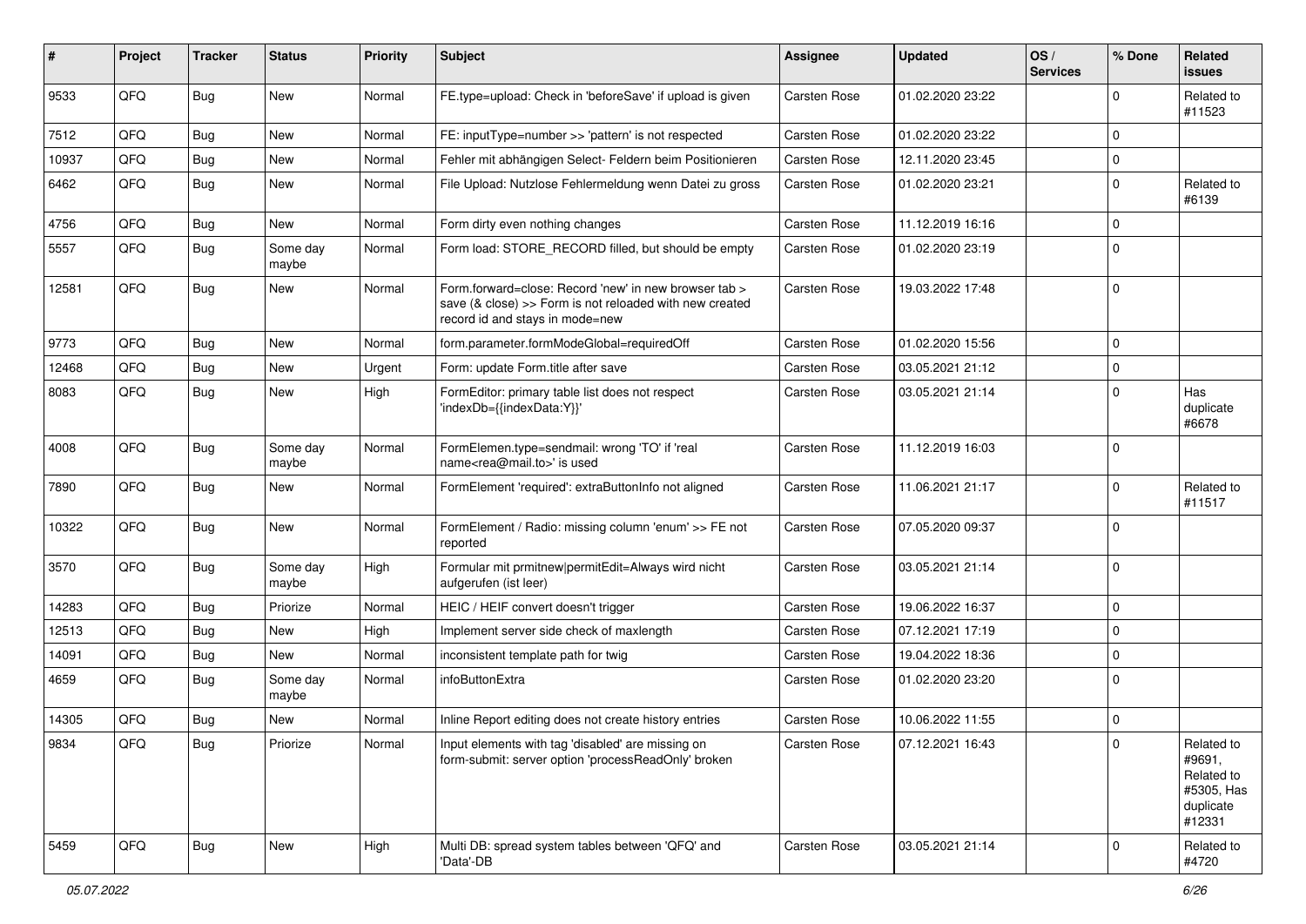| # | Project | Tracker | Status | Priority | Subject | Assignee | Updated | OS / Services | % Done | Related issues |
|---|---|---|---|---|---|---|---|---|---|---|
| 9533 | QFQ | Bug | New | Normal | FE.type=upload: Check in 'beforeSave' if upload is given | Carsten Rose | 01.02.2020 23:22 | | 0 | Related to #11523 |
| 7512 | QFQ | Bug | New | Normal | FE: inputType=number >> 'pattern' is not respected | Carsten Rose | 01.02.2020 23:22 | | 0 | |
| 10937 | QFQ | Bug | New | Normal | Fehler mit abhängigen Select- Feldern beim Positionieren | Carsten Rose | 12.11.2020 23:45 | | 0 | |
| 6462 | QFQ | Bug | New | Normal | File Upload: Nutzlose Fehlermeldung wenn Datei zu gross | Carsten Rose | 01.02.2020 23:21 | | 0 | Related to #6139 |
| 4756 | QFQ | Bug | New | Normal | Form dirty even nothing changes | Carsten Rose | 11.12.2019 16:16 | | 0 | |
| 5557 | QFQ | Bug | Some day maybe | Normal | Form load: STORE_RECORD filled, but should be empty | Carsten Rose | 01.02.2020 23:19 | | 0 | |
| 12581 | QFQ | Bug | New | Normal | Form.forward=close: Record 'new' in new browser tab > save (& close) >> Form is not reloaded with new created record id and stays in mode=new | Carsten Rose | 19.03.2022 17:48 | | 0 | |
| 9773 | QFQ | Bug | New | Normal | form.parameter.formModeGlobal=requiredOff | Carsten Rose | 01.02.2020 15:56 | | 0 | |
| 12468 | QFQ | Bug | New | Urgent | Form: update Form.title after save | Carsten Rose | 03.05.2021 21:12 | | 0 | |
| 8083 | QFQ | Bug | New | High | FormEditor: primary table list does not respect 'indexDb={{indexData:Y}}' | Carsten Rose | 03.05.2021 21:14 | | 0 | Has duplicate #6678 |
| 4008 | QFQ | Bug | Some day maybe | Normal | FormElemen.type=sendmail: wrong 'TO' if 'real name<rea@mail.to>' is used | Carsten Rose | 11.12.2019 16:03 | | 0 | |
| 7890 | QFQ | Bug | New | Normal | FormElement 'required': extraButtonInfo not aligned | Carsten Rose | 11.06.2021 21:17 | | 0 | Related to #11517 |
| 10322 | QFQ | Bug | New | Normal | FormElement / Radio: missing column 'enum' >> FE not reported | Carsten Rose | 07.05.2020 09:37 | | 0 | |
| 3570 | QFQ | Bug | Some day maybe | High | Formular mit prmitnew\|permitEdit=Always wird nicht aufgerufen (ist leer) | Carsten Rose | 03.05.2021 21:14 | | 0 | |
| 14283 | QFQ | Bug | Priorize | Normal | HEIC / HEIF convert doesn't trigger | Carsten Rose | 19.06.2022 16:37 | | 0 | |
| 12513 | QFQ | Bug | New | High | Implement server side check of maxlength | Carsten Rose | 07.12.2021 17:19 | | 0 | |
| 14091 | QFQ | Bug | New | Normal | inconsistent template path for twig | Carsten Rose | 19.04.2022 18:36 | | 0 | |
| 4659 | QFQ | Bug | Some day maybe | Normal | infoButtonExtra | Carsten Rose | 01.02.2020 23:20 | | 0 | |
| 14305 | QFQ | Bug | New | Normal | Inline Report editing does not create history entries | Carsten Rose | 10.06.2022 11:55 | | 0 | |
| 9834 | QFQ | Bug | Priorize | Normal | Input elements with tag 'disabled' are missing on form-submit: server option 'processReadOnly' broken | Carsten Rose | 07.12.2021 16:43 | | 0 | Related to #9691, Related to #5305, Has duplicate #12331 |
| 5459 | QFQ | Bug | New | High | Multi DB: spread system tables between 'QFQ' and 'Data'-DB | Carsten Rose | 03.05.2021 21:14 | | 0 | Related to #4720 |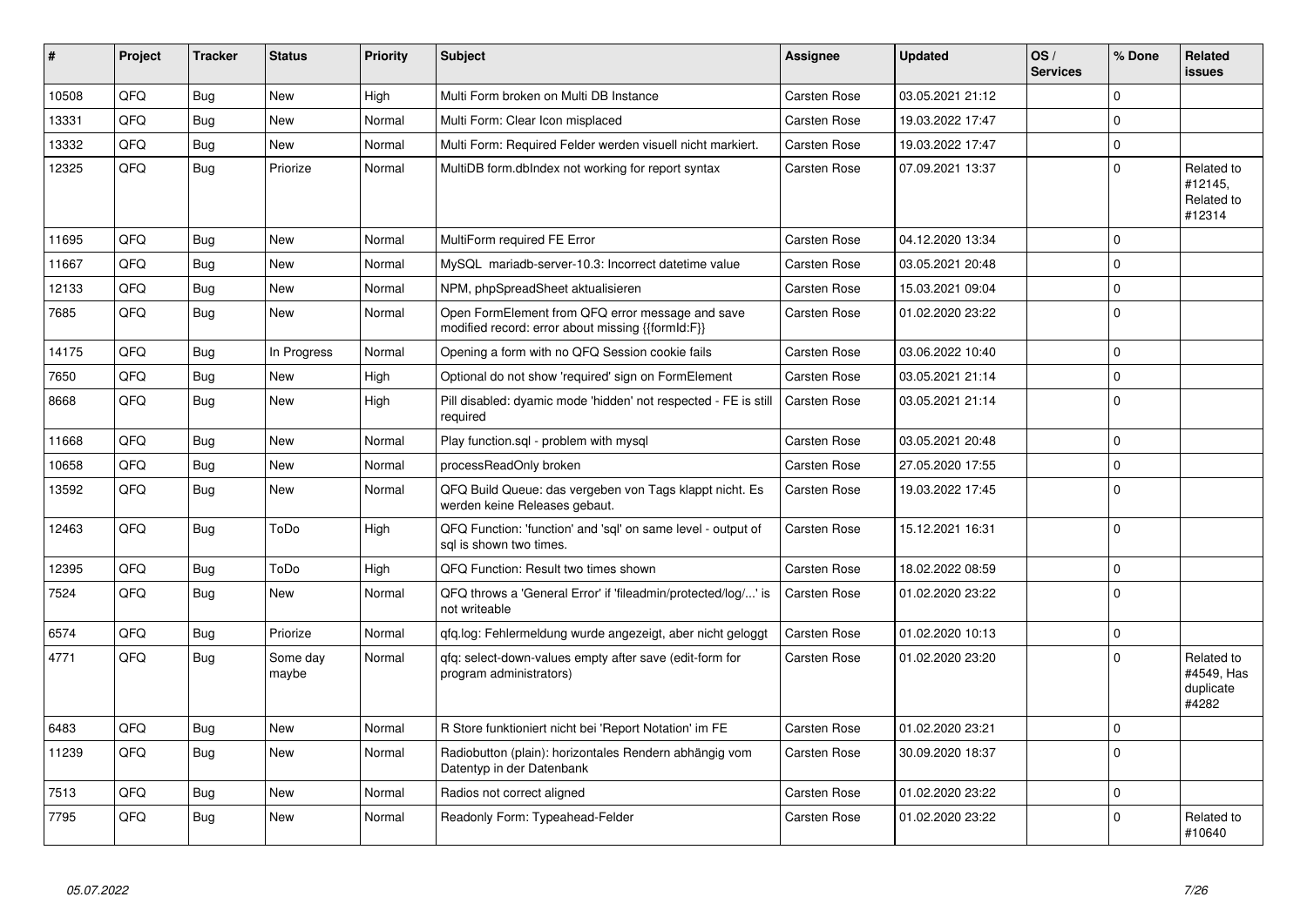| # | Project | Tracker | Status | Priority | Subject | Assignee | Updated | OS / Services | % Done | Related issues |
|---|---|---|---|---|---|---|---|---|---|---|
| 10508 | QFQ | Bug | New | High | Multi Form broken on Multi DB Instance | Carsten Rose | 03.05.2021 21:12 | | 0 | |
| 13331 | QFQ | Bug | New | Normal | Multi Form: Clear Icon misplaced | Carsten Rose | 19.03.2022 17:47 | | 0 | |
| 13332 | QFQ | Bug | New | Normal | Multi Form: Required Felder werden visuell nicht markiert. | Carsten Rose | 19.03.2022 17:47 | | 0 | |
| 12325 | QFQ | Bug | Priorize | Normal | MultiDB form.dbIndex not working for report syntax | Carsten Rose | 07.09.2021 13:37 | | 0 | Related to #12145, Related to #12314 |
| 11695 | QFQ | Bug | New | Normal | MultiForm required FE Error | Carsten Rose | 04.12.2020 13:34 | | 0 | |
| 11667 | QFQ | Bug | New | Normal | MySQL mariadb-server-10.3: Incorrect datetime value | Carsten Rose | 03.05.2021 20:48 | | 0 | |
| 12133 | QFQ | Bug | New | Normal | NPM, phpSpreadSheet aktualisieren | Carsten Rose | 15.03.2021 09:04 | | 0 | |
| 7685 | QFQ | Bug | New | Normal | Open FormElement from QFQ error message and save modified record: error about missing {{formId:F}} | Carsten Rose | 01.02.2020 23:22 | | 0 | |
| 14175 | QFQ | Bug | In Progress | Normal | Opening a form with no QFQ Session cookie fails | Carsten Rose | 03.06.2022 10:40 | | 0 | |
| 7650 | QFQ | Bug | New | High | Optional do not show 'required' sign on FormElement | Carsten Rose | 03.05.2021 21:14 | | 0 | |
| 8668 | QFQ | Bug | New | High | Pill disabled: dyamic mode 'hidden' not respected - FE is still required | Carsten Rose | 03.05.2021 21:14 | | 0 | |
| 11668 | QFQ | Bug | New | Normal | Play function.sql - problem with mysql | Carsten Rose | 03.05.2021 20:48 | | 0 | |
| 10658 | QFQ | Bug | New | Normal | processReadOnly broken | Carsten Rose | 27.05.2020 17:55 | | 0 | |
| 13592 | QFQ | Bug | New | Normal | QFQ Build Queue: das vergeben von Tags klappt nicht. Es werden keine Releases gebaut. | Carsten Rose | 19.03.2022 17:45 | | 0 | |
| 12463 | QFQ | Bug | ToDo | High | QFQ Function: 'function' and 'sql' on same level - output of sql is shown two times. | Carsten Rose | 15.12.2021 16:31 | | 0 | |
| 12395 | QFQ | Bug | ToDo | High | QFQ Function: Result two times shown | Carsten Rose | 18.02.2022 08:59 | | 0 | |
| 7524 | QFQ | Bug | New | Normal | QFQ throws a 'General Error' if 'fileadmin/protected/log/...' is not writeable | Carsten Rose | 01.02.2020 23:22 | | 0 | |
| 6574 | QFQ | Bug | Priorize | Normal | qfq.log: Fehlermeldung wurde angezeigt, aber nicht geloggt | Carsten Rose | 01.02.2020 10:13 | | 0 | |
| 4771 | QFQ | Bug | Some day maybe | Normal | qfq: select-down-values empty after save (edit-form for program administrators) | Carsten Rose | 01.02.2020 23:20 | | 0 | Related to #4549, Has duplicate #4282 |
| 6483 | QFQ | Bug | New | Normal | R Store funktioniert nicht bei 'Report Notation' im FE | Carsten Rose | 01.02.2020 23:21 | | 0 | |
| 11239 | QFQ | Bug | New | Normal | Radiobutton (plain): horizontales Rendern abhängig vom Datentyp in der Datenbank | Carsten Rose | 30.09.2020 18:37 | | 0 | |
| 7513 | QFQ | Bug | New | Normal | Radios not correct aligned | Carsten Rose | 01.02.2020 23:22 | | 0 | |
| 7795 | QFQ | Bug | New | Normal | Readonly Form: Typeahead-Felder | Carsten Rose | 01.02.2020 23:22 | | 0 | Related to #10640 |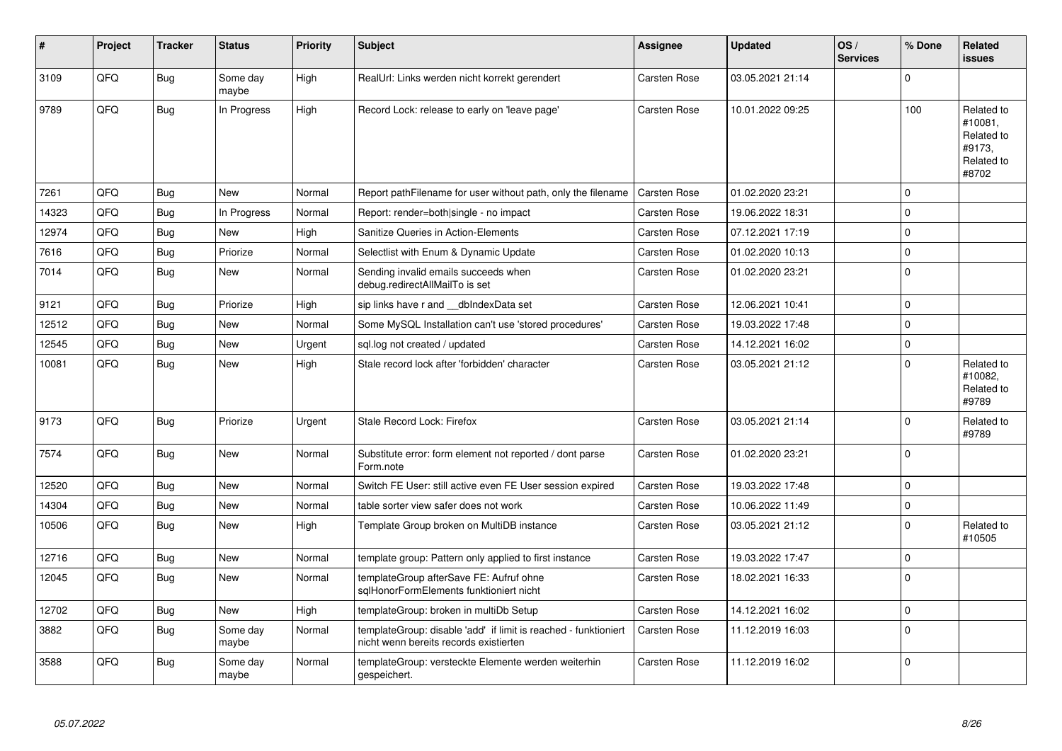| # | Project | Tracker | Status | Priority | Subject | Assignee | Updated | OS / Services | % Done | Related issues |
|---|---|---|---|---|---|---|---|---|---|---|
| 3109 | QFQ | Bug | Some day maybe | High | RealUrl: Links werden nicht korrekt gerendert | Carsten Rose | 03.05.2021 21:14 | | 0 | |
| 9789 | QFQ | Bug | In Progress | High | Record Lock: release to early on 'leave page' | Carsten Rose | 10.01.2022 09:25 | | 100 | Related to #10081, Related to #9173, Related to #8702 |
| 7261 | QFQ | Bug | New | Normal | Report pathFilename for user without path, only the filename | Carsten Rose | 01.02.2020 23:21 | | 0 | |
| 14323 | QFQ | Bug | In Progress | Normal | Report: render=both\|single - no impact | Carsten Rose | 19.06.2022 18:31 | | 0 | |
| 12974 | QFQ | Bug | New | High | Sanitize Queries in Action-Elements | Carsten Rose | 07.12.2021 17:19 | | 0 | |
| 7616 | QFQ | Bug | Priorize | Normal | Selectlist with Enum & Dynamic Update | Carsten Rose | 01.02.2020 10:13 | | 0 | |
| 7014 | QFQ | Bug | New | Normal | Sending invalid emails succeeds when debug.redirectAllMailTo is set | Carsten Rose | 01.02.2020 23:21 | | 0 | |
| 9121 | QFQ | Bug | Priorize | High | sip links have r and __dbIndexData set | Carsten Rose | 12.06.2021 10:41 | | 0 | |
| 12512 | QFQ | Bug | New | Normal | Some MySQL Installation can't use 'stored procedures' | Carsten Rose | 19.03.2022 17:48 | | 0 | |
| 12545 | QFQ | Bug | New | Urgent | sql.log not created / updated | Carsten Rose | 14.12.2021 16:02 | | 0 | |
| 10081 | QFQ | Bug | New | High | Stale record lock after 'forbidden' character | Carsten Rose | 03.05.2021 21:12 | | 0 | Related to #10082, Related to #9789 |
| 9173 | QFQ | Bug | Priorize | Urgent | Stale Record Lock: Firefox | Carsten Rose | 03.05.2021 21:14 | | 0 | Related to #9789 |
| 7574 | QFQ | Bug | New | Normal | Substitute error: form element not reported / dont parse Form.note | Carsten Rose | 01.02.2020 23:21 | | 0 | |
| 12520 | QFQ | Bug | New | Normal | Switch FE User: still active even FE User session expired | Carsten Rose | 19.03.2022 17:48 | | 0 | |
| 14304 | QFQ | Bug | New | Normal | table sorter view safer does not work | Carsten Rose | 10.06.2022 11:49 | | 0 | |
| 10506 | QFQ | Bug | New | High | Template Group broken on MultiDB instance | Carsten Rose | 03.05.2021 21:12 | | 0 | Related to #10505 |
| 12716 | QFQ | Bug | New | Normal | template group: Pattern only applied to first instance | Carsten Rose | 19.03.2022 17:47 | | 0 | |
| 12045 | QFQ | Bug | New | Normal | templateGroup afterSave FE: Aufruf ohne sqlHonorFormElements funktioniert nicht | Carsten Rose | 18.02.2021 16:33 | | 0 | |
| 12702 | QFQ | Bug | New | High | templateGroup: broken in multiDb Setup | Carsten Rose | 14.12.2021 16:02 | | 0 | |
| 3882 | QFQ | Bug | Some day maybe | Normal | templateGroup: disable 'add' if limit is reached - funktioniert nicht wenn bereits records existierten | Carsten Rose | 11.12.2019 16:03 | | 0 | |
| 3588 | QFQ | Bug | Some day maybe | Normal | templateGroup: versteckte Elemente werden weiterhin gespeichert. | Carsten Rose | 11.12.2019 16:02 | | 0 | |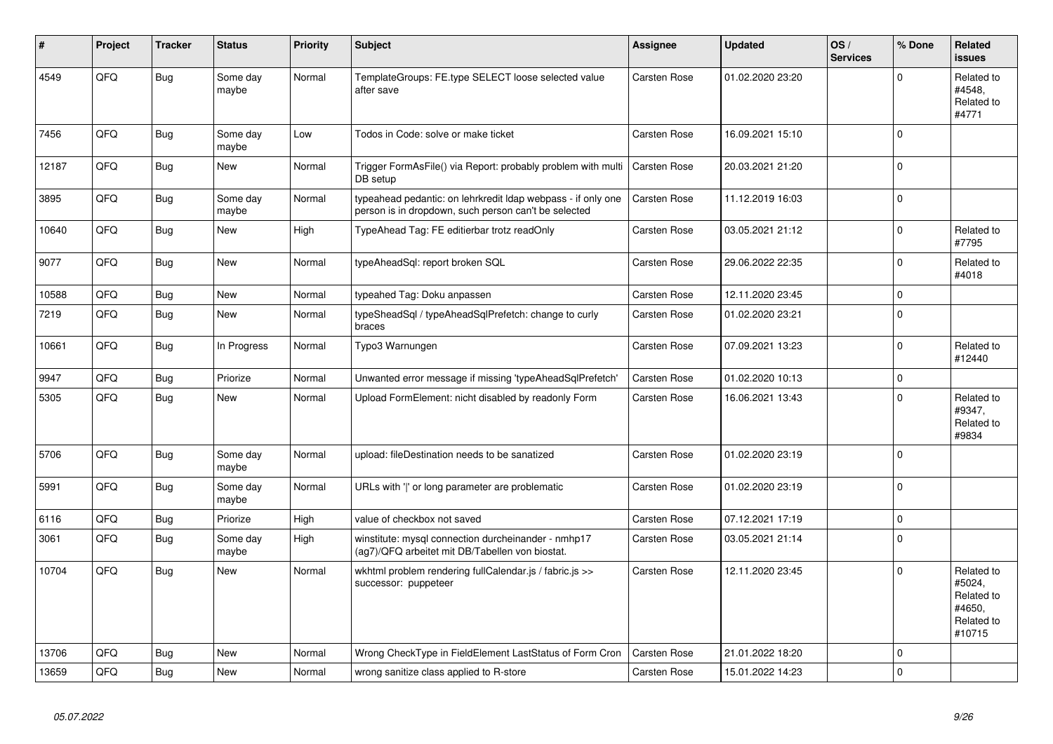| # | Project | Tracker | Status | Priority | Subject | Assignee | Updated | OS / Services | % Done | Related issues |
|---|---|---|---|---|---|---|---|---|---|---|
| 4549 | QFQ | Bug | Some day maybe | Normal | TemplateGroups: FE.type SELECT loose selected value after save | Carsten Rose | 01.02.2020 23:20 | | 0 | Related to #4548, Related to #4771 |
| 7456 | QFQ | Bug | Some day maybe | Low | Todos in Code: solve or make ticket | Carsten Rose | 16.09.2021 15:10 | | 0 | |
| 12187 | QFQ | Bug | New | Normal | Trigger FormAsFile() via Report: probably problem with multi DB setup | Carsten Rose | 20.03.2021 21:20 | | 0 | |
| 3895 | QFQ | Bug | Some day maybe | Normal | typeahead pedantic: on lehrkredit ldap webpass - if only one person is in dropdown, such person can't be selected | Carsten Rose | 11.12.2019 16:03 | | 0 | |
| 10640 | QFQ | Bug | New | High | TypeAhead Tag: FE editierbar trotz readOnly | Carsten Rose | 03.05.2021 21:12 | | 0 | Related to #7795 |
| 9077 | QFQ | Bug | New | Normal | typeAheadSql: report broken SQL | Carsten Rose | 29.06.2022 22:35 | | 0 | Related to #4018 |
| 10588 | QFQ | Bug | New | Normal | typeahed Tag: Doku anpassen | Carsten Rose | 12.11.2020 23:45 | | 0 | |
| 7219 | QFQ | Bug | New | Normal | typeSheadSql / typeAheadSqlPrefetch: change to curly braces | Carsten Rose | 01.02.2020 23:21 | | 0 | |
| 10661 | QFQ | Bug | In Progress | Normal | Typo3 Warnungen | Carsten Rose | 07.09.2021 13:23 | | 0 | Related to #12440 |
| 9947 | QFQ | Bug | Priorize | Normal | Unwanted error message if missing 'typeAheadSqlPrefetch' | Carsten Rose | 01.02.2020 10:13 | | 0 | |
| 5305 | QFQ | Bug | New | Normal | Upload FormElement: nicht disabled by readonly Form | Carsten Rose | 16.06.2021 13:43 | | 0 | Related to #9347, Related to #9834 |
| 5706 | QFQ | Bug | Some day maybe | Normal | upload: fileDestination needs to be sanatized | Carsten Rose | 01.02.2020 23:19 | | 0 | |
| 5991 | QFQ | Bug | Some day maybe | Normal | URLs with ' ' or long parameter are problematic | Carsten Rose | 01.02.2020 23:19 | | 0 | |
| 6116 | QFQ | Bug | Priorize | High | value of checkbox not saved | Carsten Rose | 07.12.2021 17:19 | | 0 | |
| 3061 | QFQ | Bug | Some day maybe | High | winstitute: mysql connection durcheinander - nmhp17 (ag7)/QFQ arbeitet mit DB/Tabellen von biostat. | Carsten Rose | 03.05.2021 21:14 | | 0 | |
| 10704 | QFQ | Bug | New | Normal | wkhtml problem rendering fullCalendar.js / fabric.js >> successor: puppeteer | Carsten Rose | 12.11.2020 23:45 | | 0 | Related to #5024, Related to #4650, Related to #10715 |
| 13706 | QFQ | Bug | New | Normal | Wrong CheckType in FieldElement LastStatus of Form Cron | Carsten Rose | 21.01.2022 18:20 | | 0 | |
| 13659 | QFQ | Bug | New | Normal | wrong sanitize class applied to R-store | Carsten Rose | 15.01.2022 14:23 | | 0 | |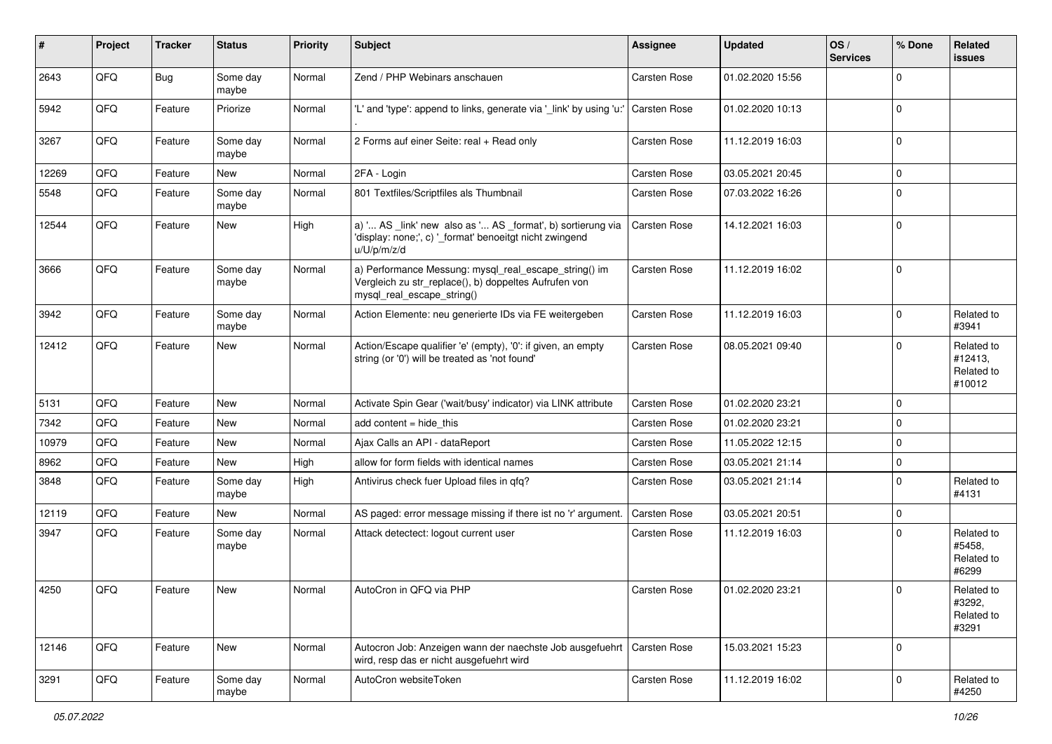| # | Project | Tracker | Status | Priority | Subject | Assignee | Updated | OS / Services | % Done | Related issues |
|---|---|---|---|---|---|---|---|---|---|---|
| 2643 | QFQ | Bug | Some day maybe | Normal | Zend / PHP Webinars anschauen | Carsten Rose | 01.02.2020 15:56 | | 0 | |
| 5942 | QFQ | Feature | Priorize | Normal | 'L' and 'type': append to links, generate via '_link' by using 'u:' . | Carsten Rose | 01.02.2020 10:13 | | 0 | |
| 3267 | QFQ | Feature | Some day maybe | Normal | 2 Forms auf einer Seite: real + Read only | Carsten Rose | 11.12.2019 16:03 | | 0 | |
| 12269 | QFQ | Feature | New | Normal | 2FA - Login | Carsten Rose | 03.05.2021 20:45 | | 0 | |
| 5548 | QFQ | Feature | Some day maybe | Normal | 801 Textfiles/Scriptfiles als Thumbnail | Carsten Rose | 07.03.2022 16:26 | | 0 | |
| 12544 | QFQ | Feature | New | High | a) '... AS _link' new also as '... AS _format', b) sortierung via 'display: none;', c) '_format' benoeitgt nicht zwingend u/U/p/m/z/d | Carsten Rose | 14.12.2021 16:03 | | 0 | |
| 3666 | QFQ | Feature | Some day maybe | Normal | a) Performance Messung: mysql_real_escape_string() im Vergleich zu str_replace(), b) doppeltes Aufrufen von mysql_real_escape_string() | Carsten Rose | 11.12.2019 16:02 | | 0 | |
| 3942 | QFQ | Feature | Some day maybe | Normal | Action Elemente: neu generierte IDs via FE weitergeben | Carsten Rose | 11.12.2019 16:03 | | 0 | Related to #3941 |
| 12412 | QFQ | Feature | New | Normal | Action/Escape qualifier 'e' (empty), '0': if given, an empty string (or '0') will be treated as 'not found' | Carsten Rose | 08.05.2021 09:40 | | 0 | Related to #12413, Related to #10012 |
| 5131 | QFQ | Feature | New | Normal | Activate Spin Gear ('wait/busy' indicator) via LINK attribute | Carsten Rose | 01.02.2020 23:21 | | 0 | |
| 7342 | QFQ | Feature | New | Normal | add content = hide_this | Carsten Rose | 01.02.2020 23:21 | | 0 | |
| 10979 | QFQ | Feature | New | Normal | Ajax Calls an API - dataReport | Carsten Rose | 11.05.2022 12:15 | | 0 | |
| 8962 | QFQ | Feature | New | High | allow for form fields with identical names | Carsten Rose | 03.05.2021 21:14 | | 0 | |
| 3848 | QFQ | Feature | Some day maybe | High | Antivirus check fuer Upload files in qfq? | Carsten Rose | 03.05.2021 21:14 | | 0 | Related to #4131 |
| 12119 | QFQ | Feature | New | Normal | AS paged: error message missing if there ist no 'r' argument. | Carsten Rose | 03.05.2021 20:51 | | 0 | |
| 3947 | QFQ | Feature | Some day maybe | Normal | Attack detectect: logout current user | Carsten Rose | 11.12.2019 16:03 | | 0 | Related to #5458, Related to #6299 |
| 4250 | QFQ | Feature | New | Normal | AutoCron in QFQ via PHP | Carsten Rose | 01.02.2020 23:21 | | 0 | Related to #3292, Related to #3291 |
| 12146 | QFQ | Feature | New | Normal | Autocron Job: Anzeigen wann der naechste Job ausgefuehrt wird, resp das er nicht ausgefuehrt wird | Carsten Rose | 15.03.2021 15:23 | | 0 | |
| 3291 | QFQ | Feature | Some day maybe | Normal | AutoCron websiteToken | Carsten Rose | 11.12.2019 16:02 | | 0 | Related to #4250 |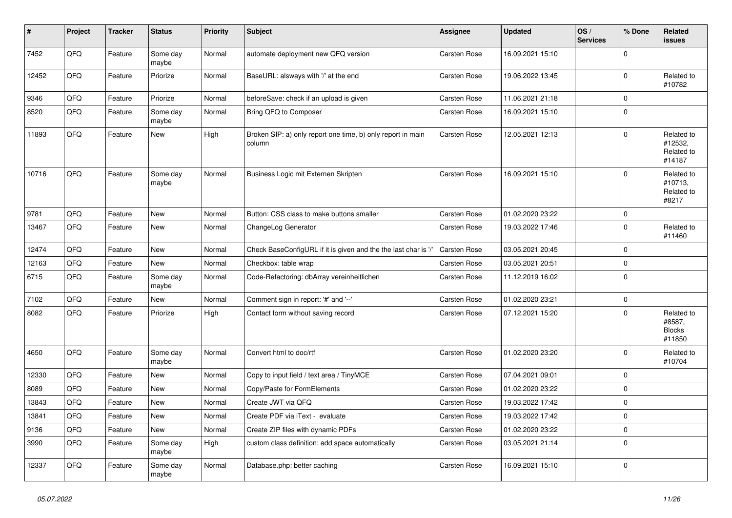| # | Project | Tracker | Status | Priority | Subject | Assignee | Updated | OS / Services | % Done | Related issues |
|---|---|---|---|---|---|---|---|---|---|---|
| 7452 | QFQ | Feature | Some day maybe | Normal | automate deployment new QFQ version | Carsten Rose | 16.09.2021 15:10 | | 0 | |
| 12452 | QFQ | Feature | Priorize | Normal | BaseURL: alsways with '/' at the end | Carsten Rose | 19.06.2022 13:45 | | 0 | Related to #10782 |
| 9346 | QFQ | Feature | Priorize | Normal | beforeSave: check if an upload is given | Carsten Rose | 11.06.2021 21:18 | | 0 | |
| 8520 | QFQ | Feature | Some day maybe | Normal | Bring QFQ to Composer | Carsten Rose | 16.09.2021 15:10 | | 0 | |
| 11893 | QFQ | Feature | New | High | Broken SIP: a) only report one time, b) only report in main column | Carsten Rose | 12.05.2021 12:13 | | 0 | Related to #12532, Related to #14187 |
| 10716 | QFQ | Feature | Some day maybe | Normal | Business Logic mit Externen Skripten | Carsten Rose | 16.09.2021 15:10 | | 0 | Related to #10713, Related to #8217 |
| 9781 | QFQ | Feature | New | Normal | Button: CSS class to make buttons smaller | Carsten Rose | 01.02.2020 23:22 | | 0 | |
| 13467 | QFQ | Feature | New | Normal | ChangeLog Generator | Carsten Rose | 19.03.2022 17:46 | | 0 | Related to #11460 |
| 12474 | QFQ | Feature | New | Normal | Check BaseConfigURL if it is given and the the last char is '/' | Carsten Rose | 03.05.2021 20:45 | | 0 | |
| 12163 | QFQ | Feature | New | Normal | Checkbox: table wrap | Carsten Rose | 03.05.2021 20:51 | | 0 | |
| 6715 | QFQ | Feature | Some day maybe | Normal | Code-Refactoring: dbArray vereinheitlichen | Carsten Rose | 11.12.2019 16:02 | | 0 | |
| 7102 | QFQ | Feature | New | Normal | Comment sign in report: '#' and '--' | Carsten Rose | 01.02.2020 23:21 | | 0 | |
| 8082 | QFQ | Feature | Priorize | High | Contact form without saving record | Carsten Rose | 07.12.2021 15:20 | | 0 | Related to #8587, Blocks #11850 |
| 4650 | QFQ | Feature | Some day maybe | Normal | Convert html to doc/rtf | Carsten Rose | 01.02.2020 23:20 | | 0 | Related to #10704 |
| 12330 | QFQ | Feature | New | Normal | Copy to input field / text area / TinyMCE | Carsten Rose | 07.04.2021 09:01 | | 0 | |
| 8089 | QFQ | Feature | New | Normal | Copy/Paste for FormElements | Carsten Rose | 01.02.2020 23:22 | | 0 | |
| 13843 | QFQ | Feature | New | Normal | Create JWT via QFQ | Carsten Rose | 19.03.2022 17:42 | | 0 | |
| 13841 | QFQ | Feature | New | Normal | Create PDF via iText - evaluate | Carsten Rose | 19.03.2022 17:42 | | 0 | |
| 9136 | QFQ | Feature | New | Normal | Create ZIP files with dynamic PDFs | Carsten Rose | 01.02.2020 23:22 | | 0 | |
| 3990 | QFQ | Feature | Some day maybe | High | custom class definition: add space automatically | Carsten Rose | 03.05.2021 21:14 | | 0 | |
| 12337 | QFQ | Feature | Some day maybe | Normal | Database.php: better caching | Carsten Rose | 16.09.2021 15:10 | | 0 | |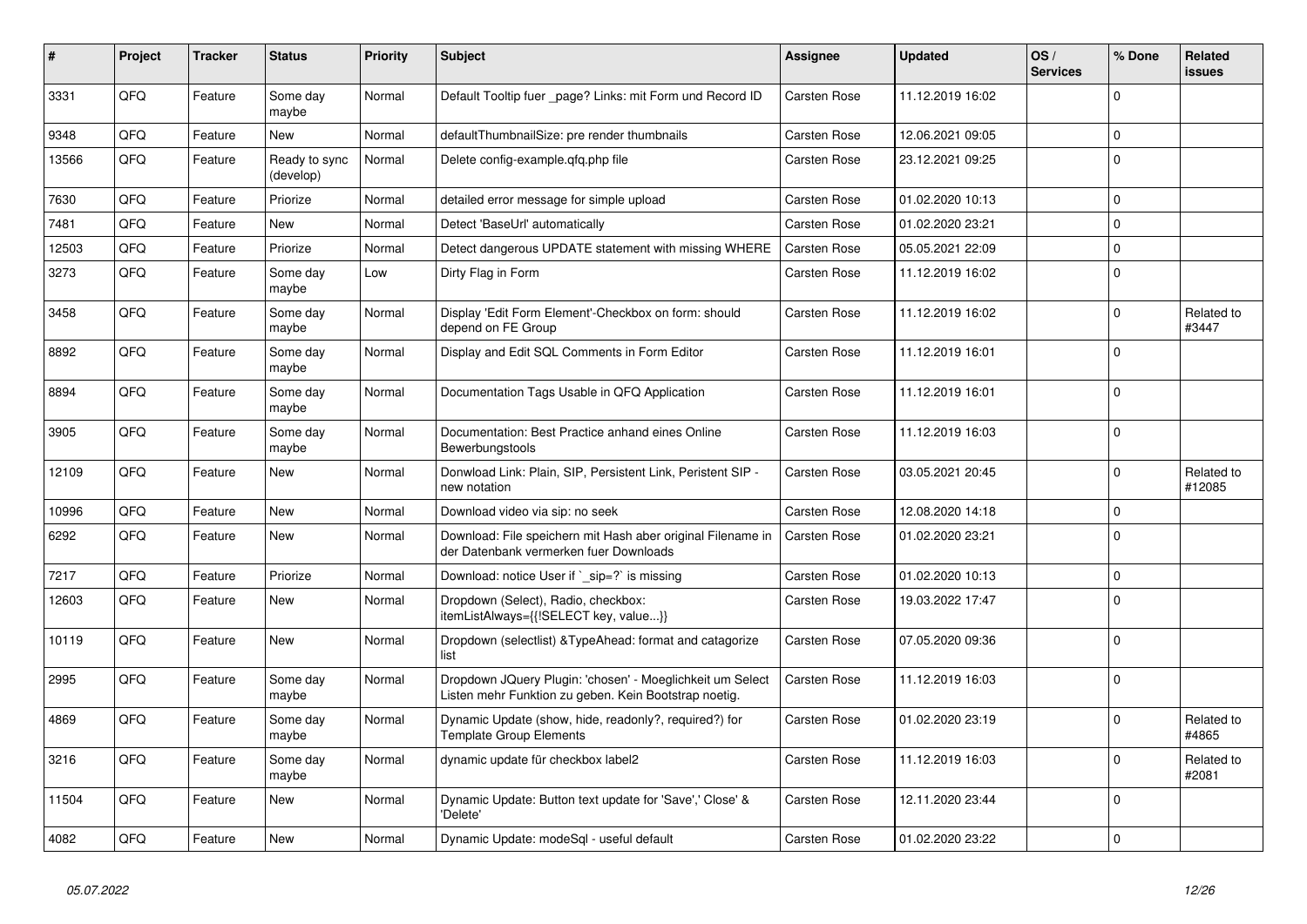| # | Project | Tracker | Status | Priority | Subject | Assignee | Updated | OS / Services | % Done | Related issues |
|---|---|---|---|---|---|---|---|---|---|---|
| 3331 | QFQ | Feature | Some day maybe | Normal | Default Tooltip fuer _page? Links: mit Form und Record ID | Carsten Rose | 11.12.2019 16:02 | | 0 | |
| 9348 | QFQ | Feature | New | Normal | defaultThumbnailSize: pre render thumbnails | Carsten Rose | 12.06.2021 09:05 | | 0 | |
| 13566 | QFQ | Feature | Ready to sync (develop) | Normal | Delete config-example.qfq.php file | Carsten Rose | 23.12.2021 09:25 | | 0 | |
| 7630 | QFQ | Feature | Priorize | Normal | detailed error message for simple upload | Carsten Rose | 01.02.2020 10:13 | | 0 | |
| 7481 | QFQ | Feature | New | Normal | Detect 'BaseUrl' automatically | Carsten Rose | 01.02.2020 23:21 | | 0 | |
| 12503 | QFQ | Feature | Priorize | Normal | Detect dangerous UPDATE statement with missing WHERE | Carsten Rose | 05.05.2021 22:09 | | 0 | |
| 3273 | QFQ | Feature | Some day maybe | Low | Dirty Flag in Form | Carsten Rose | 11.12.2019 16:02 | | 0 | |
| 3458 | QFQ | Feature | Some day maybe | Normal | Display 'Edit Form Element'-Checkbox on form: should depend on FE Group | Carsten Rose | 11.12.2019 16:02 | | 0 | Related to #3447 |
| 8892 | QFQ | Feature | Some day maybe | Normal | Display and Edit SQL Comments in Form Editor | Carsten Rose | 11.12.2019 16:01 | | 0 | |
| 8894 | QFQ | Feature | Some day maybe | Normal | Documentation Tags Usable in QFQ Application | Carsten Rose | 11.12.2019 16:01 | | 0 | |
| 3905 | QFQ | Feature | Some day maybe | Normal | Documentation: Best Practice anhand eines Online Bewerbungstools | Carsten Rose | 11.12.2019 16:03 | | 0 | |
| 12109 | QFQ | Feature | New | Normal | Donwload Link: Plain, SIP, Persistent Link, Peristent SIP - new notation | Carsten Rose | 03.05.2021 20:45 | | 0 | Related to #12085 |
| 10996 | QFQ | Feature | New | Normal | Download video via sip: no seek | Carsten Rose | 12.08.2020 14:18 | | 0 | |
| 6292 | QFQ | Feature | New | Normal | Download: File speichern mit Hash aber original Filename in der Datenbank vermerken fuer Downloads | Carsten Rose | 01.02.2020 23:21 | | 0 | |
| 7217 | QFQ | Feature | Priorize | Normal | Download: notice User if `_sip=?` is missing | Carsten Rose | 01.02.2020 10:13 | | 0 | |
| 12603 | QFQ | Feature | New | Normal | Dropdown (Select), Radio, checkbox: itemListAlways={{!SELECT key, value...}} | Carsten Rose | 19.03.2022 17:47 | | 0 | |
| 10119 | QFQ | Feature | New | Normal | Dropdown (selectlist) &TypeAhead: format and catagorize list | Carsten Rose | 07.05.2020 09:36 | | 0 | |
| 2995 | QFQ | Feature | Some day maybe | Normal | Dropdown JQuery Plugin: 'chosen' - Moeglichkeit um Select Listen mehr Funktion zu geben. Kein Bootstrap noetig. | Carsten Rose | 11.12.2019 16:03 | | 0 | |
| 4869 | QFQ | Feature | Some day maybe | Normal | Dynamic Update (show, hide, readonly?, required?) for Template Group Elements | Carsten Rose | 01.02.2020 23:19 | | 0 | Related to #4865 |
| 3216 | QFQ | Feature | Some day maybe | Normal | dynamic update für checkbox label2 | Carsten Rose | 11.12.2019 16:03 | | 0 | Related to #2081 |
| 11504 | QFQ | Feature | New | Normal | Dynamic Update: Button text update for 'Save',' Close' & 'Delete' | Carsten Rose | 12.11.2020 23:44 | | 0 | |
| 4082 | QFQ | Feature | New | Normal | Dynamic Update: modeSql - useful default | Carsten Rose | 01.02.2020 23:22 | | 0 | |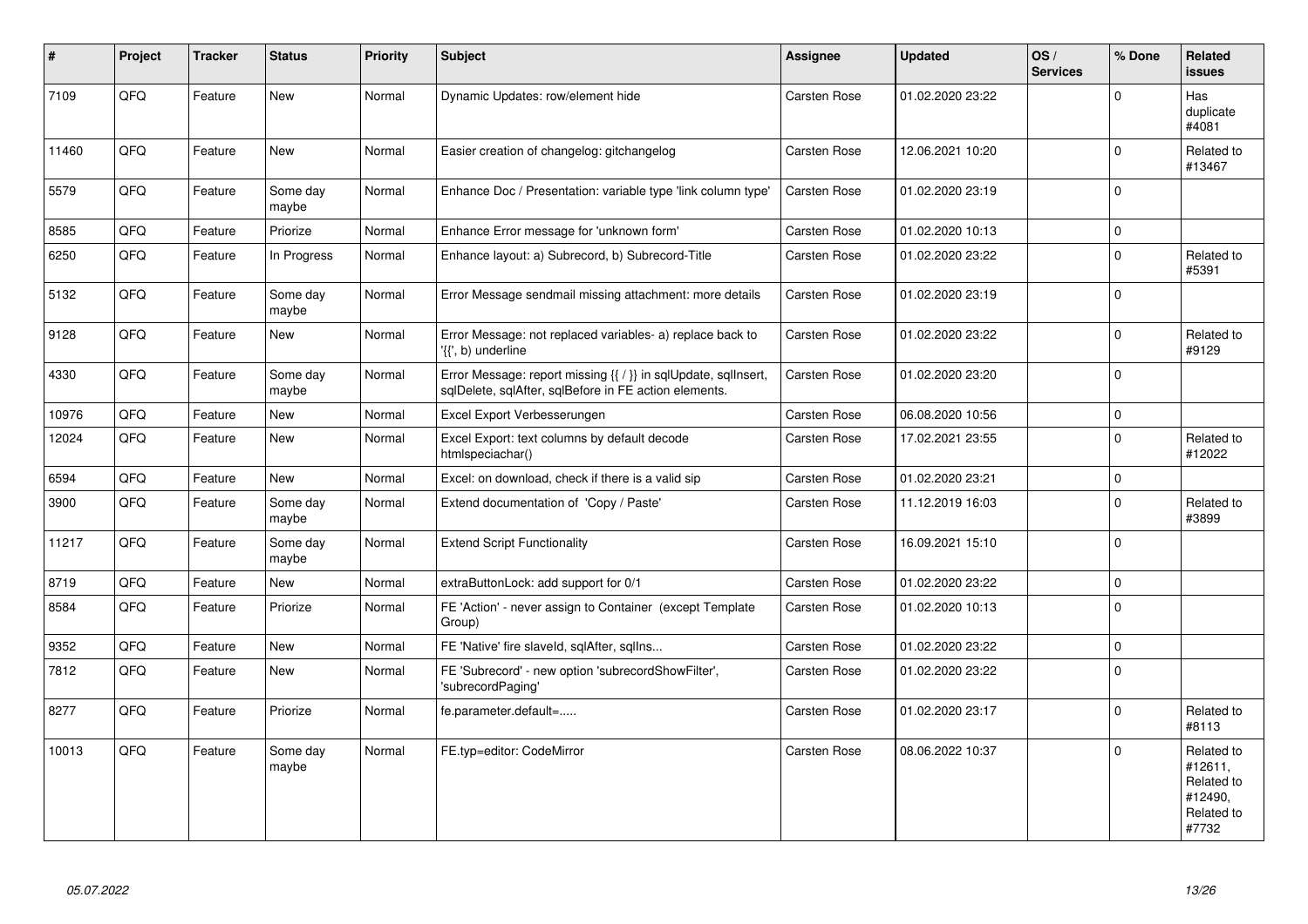| # | Project | Tracker | Status | Priority | Subject | Assignee | Updated | OS / Services | % Done | Related issues |
|---|---|---|---|---|---|---|---|---|---|---|
| 7109 | QFQ | Feature | New | Normal | Dynamic Updates: row/element hide | Carsten Rose | 01.02.2020 23:22 | | 0 | Has duplicate #4081 |
| 11460 | QFQ | Feature | New | Normal | Easier creation of changelog: gitchangelog | Carsten Rose | 12.06.2021 10:20 | | 0 | Related to #13467 |
| 5579 | QFQ | Feature | Some day maybe | Normal | Enhance Doc / Presentation: variable type 'link column type' | Carsten Rose | 01.02.2020 23:19 | | 0 | |
| 8585 | QFQ | Feature | Priorize | Normal | Enhance Error message for 'unknown form' | Carsten Rose | 01.02.2020 10:13 | | 0 | |
| 6250 | QFQ | Feature | In Progress | Normal | Enhance layout: a) Subrecord, b) Subrecord-Title | Carsten Rose | 01.02.2020 23:22 | | 0 | Related to #5391 |
| 5132 | QFQ | Feature | Some day maybe | Normal | Error Message sendmail missing attachment: more details | Carsten Rose | 01.02.2020 23:19 | | 0 | |
| 9128 | QFQ | Feature | New | Normal | Error Message: not replaced variables- a) replace back to '{{', b) underline | Carsten Rose | 01.02.2020 23:22 | | 0 | Related to #9129 |
| 4330 | QFQ | Feature | Some day maybe | Normal | Error Message: report missing {{ / }} in sqlUpdate, sqlInsert, sqlDelete, sqlAfter, sqlBefore in FE action elements. | Carsten Rose | 01.02.2020 23:20 | | 0 | |
| 10976 | QFQ | Feature | New | Normal | Excel Export Verbesserungen | Carsten Rose | 06.08.2020 10:56 | | 0 | |
| 12024 | QFQ | Feature | New | Normal | Excel Export: text columns by default decode htmlspeciachar() | Carsten Rose | 17.02.2021 23:55 | | 0 | Related to #12022 |
| 6594 | QFQ | Feature | New | Normal | Excel: on download, check if there is a valid sip | Carsten Rose | 01.02.2020 23:21 | | 0 | |
| 3900 | QFQ | Feature | Some day maybe | Normal | Extend documentation of 'Copy / Paste' | Carsten Rose | 11.12.2019 16:03 | | 0 | Related to #3899 |
| 11217 | QFQ | Feature | Some day maybe | Normal | Extend Script Functionality | Carsten Rose | 16.09.2021 15:10 | | 0 | |
| 8719 | QFQ | Feature | New | Normal | extraButtonLock: add support for 0/1 | Carsten Rose | 01.02.2020 23:22 | | 0 | |
| 8584 | QFQ | Feature | Priorize | Normal | FE 'Action' - never assign to Container (except Template Group) | Carsten Rose | 01.02.2020 10:13 | | 0 | |
| 9352 | QFQ | Feature | New | Normal | FE 'Native' fire slaveId, sqlAfter, sqlIns... | Carsten Rose | 01.02.2020 23:22 | | 0 | |
| 7812 | QFQ | Feature | New | Normal | FE 'Subrecord' - new option 'subrecordShowFilter', 'subrecordPaging' | Carsten Rose | 01.02.2020 23:22 | | 0 | |
| 8277 | QFQ | Feature | Priorize | Normal | fe.parameter.default=..... | Carsten Rose | 01.02.2020 23:17 | | 0 | Related to #8113 |
| 10013 | QFQ | Feature | Some day maybe | Normal | FE.typ=editor: CodeMirror | Carsten Rose | 08.06.2022 10:37 | | 0 | Related to #12611, Related to #12490, Related to #7732 |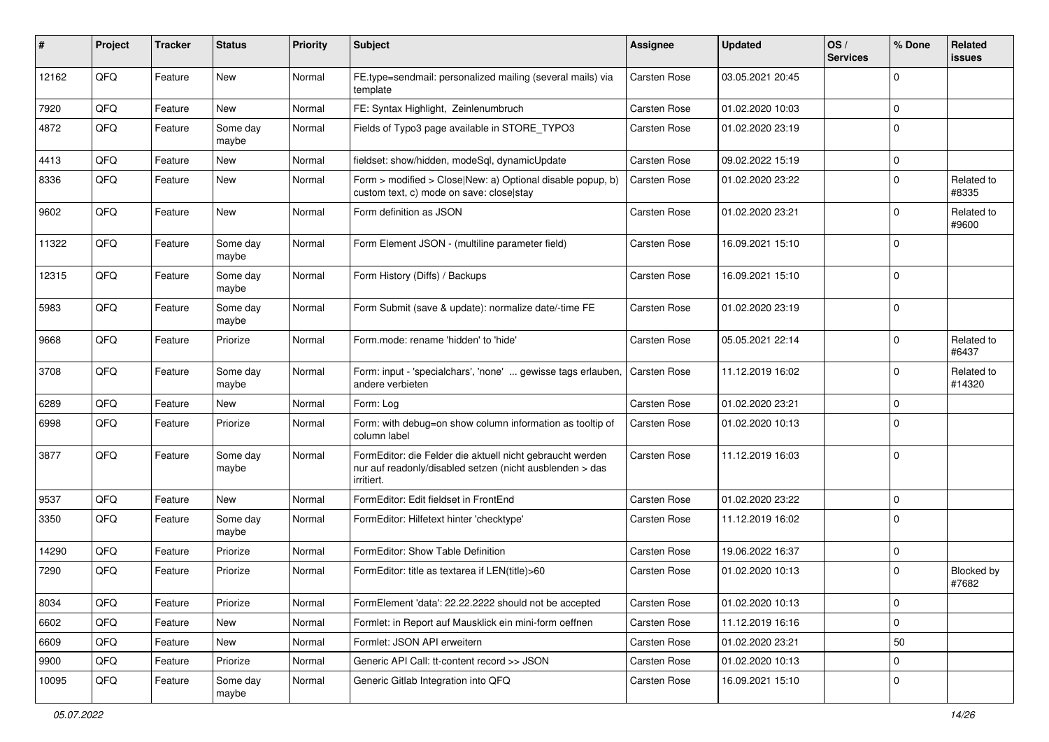| # | Project | Tracker | Status | Priority | Subject | Assignee | Updated | OS / Services | % Done | Related issues |
|---|---|---|---|---|---|---|---|---|---|---|
| 12162 | QFQ | Feature | New | Normal | FE.type=sendmail: personalized mailing (several mails) via template | Carsten Rose | 03.05.2021 20:45 | | 0 | |
| 7920 | QFQ | Feature | New | Normal | FE: Syntax Highlight, Zeinlenumbruch | Carsten Rose | 01.02.2020 10:03 | | 0 | |
| 4872 | QFQ | Feature | Some day maybe | Normal | Fields of Typo3 page available in STORE_TYPO3 | Carsten Rose | 01.02.2020 23:19 | | 0 | |
| 4413 | QFQ | Feature | New | Normal | fieldset: show/hidden, modeSql, dynamicUpdate | Carsten Rose | 09.02.2022 15:19 | | 0 | |
| 8336 | QFQ | Feature | New | Normal | Form > modified > Close\|New: a) Optional disable popup, b) custom text, c) mode on save: close\|stay | Carsten Rose | 01.02.2020 23:22 | | 0 | Related to #8335 |
| 9602 | QFQ | Feature | New | Normal | Form definition as JSON | Carsten Rose | 01.02.2020 23:21 | | 0 | Related to #9600 |
| 11322 | QFQ | Feature | Some day maybe | Normal | Form Element JSON - (multiline parameter field) | Carsten Rose | 16.09.2021 15:10 | | 0 | |
| 12315 | QFQ | Feature | Some day maybe | Normal | Form History (Diffs) / Backups | Carsten Rose | 16.09.2021 15:10 | | 0 | |
| 5983 | QFQ | Feature | Some day maybe | Normal | Form Submit (save & update): normalize date/-time FE | Carsten Rose | 01.02.2020 23:19 | | 0 | |
| 9668 | QFQ | Feature | Priorize | Normal | Form.mode: rename 'hidden' to 'hide' | Carsten Rose | 05.05.2021 22:14 | | 0 | Related to #6437 |
| 3708 | QFQ | Feature | Some day maybe | Normal | Form: input - 'specialchars', 'none' ... gewisse tags erlauben, andere verbieten | Carsten Rose | 11.12.2019 16:02 | | 0 | Related to #14320 |
| 6289 | QFQ | Feature | New | Normal | Form: Log | Carsten Rose | 01.02.2020 23:21 | | 0 | |
| 6998 | QFQ | Feature | Priorize | Normal | Form: with debug=on show column information as tooltip of column label | Carsten Rose | 01.02.2020 10:13 | | 0 | |
| 3877 | QFQ | Feature | Some day maybe | Normal | FormEditor: die Felder die aktuell nicht gebraucht werden nur auf readonly/disabled setzen (nicht ausblenden > das irritiert. | Carsten Rose | 11.12.2019 16:03 | | 0 | |
| 9537 | QFQ | Feature | New | Normal | FormEditor: Edit fieldset in FrontEnd | Carsten Rose | 01.02.2020 23:22 | | 0 | |
| 3350 | QFQ | Feature | Some day maybe | Normal | FormEditor: Hilfetext hinter 'checktype' | Carsten Rose | 11.12.2019 16:02 | | 0 | |
| 14290 | QFQ | Feature | Priorize | Normal | FormEditor: Show Table Definition | Carsten Rose | 19.06.2022 16:37 | | 0 | |
| 7290 | QFQ | Feature | Priorize | Normal | FormEditor: title as textarea if LEN(title)>60 | Carsten Rose | 01.02.2020 10:13 | | 0 | Blocked by #7682 |
| 8034 | QFQ | Feature | Priorize | Normal | FormElement 'data': 22.22.2222 should not be accepted | Carsten Rose | 01.02.2020 10:13 | | 0 | |
| 6602 | QFQ | Feature | New | Normal | Formlet: in Report auf Mausklick ein mini-form oeffnen | Carsten Rose | 11.12.2019 16:16 | | 0 | |
| 6609 | QFQ | Feature | New | Normal | Formlet: JSON API erweitern | Carsten Rose | 01.02.2020 23:21 | | 50 | |
| 9900 | QFQ | Feature | Priorize | Normal | Generic API Call: tt-content record >> JSON | Carsten Rose | 01.02.2020 10:13 | | 0 | |
| 10095 | QFQ | Feature | Some day maybe | Normal | Generic Gitlab Integration into QFQ | Carsten Rose | 16.09.2021 15:10 | | 0 | |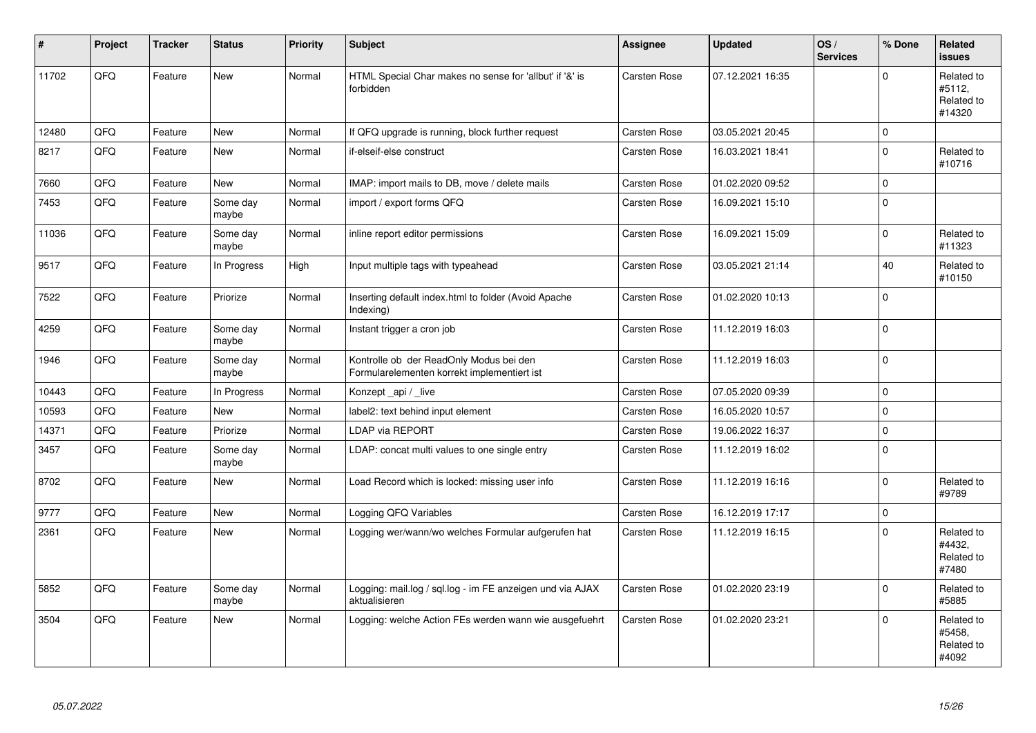| # | Project | Tracker | Status | Priority | Subject | Assignee | Updated | OS / Services | % Done | Related issues |
|---|---|---|---|---|---|---|---|---|---|---|
| 11702 | QFQ | Feature | New | Normal | HTML Special Char makes no sense for 'allbut' if '&' is forbidden | Carsten Rose | 07.12.2021 16:35 | | 0 | Related to #5112, Related to #14320 |
| 12480 | QFQ | Feature | New | Normal | If QFQ upgrade is running, block further request | Carsten Rose | 03.05.2021 20:45 | | 0 | |
| 8217 | QFQ | Feature | New | Normal | if-elseif-else construct | Carsten Rose | 16.03.2021 18:41 | | 0 | Related to #10716 |
| 7660 | QFQ | Feature | New | Normal | IMAP: import mails to DB, move / delete mails | Carsten Rose | 01.02.2020 09:52 | | 0 | |
| 7453 | QFQ | Feature | Some day maybe | Normal | import / export forms QFQ | Carsten Rose | 16.09.2021 15:10 | | 0 | |
| 11036 | QFQ | Feature | Some day maybe | Normal | inline report editor permissions | Carsten Rose | 16.09.2021 15:09 | | 0 | Related to #11323 |
| 9517 | QFQ | Feature | In Progress | High | Input multiple tags with typeahead | Carsten Rose | 03.05.2021 21:14 | | 40 | Related to #10150 |
| 7522 | QFQ | Feature | Priorize | Normal | Inserting default index.html to folder (Avoid Apache Indexing) | Carsten Rose | 01.02.2020 10:13 | | 0 | |
| 4259 | QFQ | Feature | Some day maybe | Normal | Instant trigger a cron job | Carsten Rose | 11.12.2019 16:03 | | 0 | |
| 1946 | QFQ | Feature | Some day maybe | Normal | Kontrolle ob der ReadOnly Modus bei den Formularelementen korrekt implementiert ist | Carsten Rose | 11.12.2019 16:03 | | 0 | |
| 10443 | QFQ | Feature | In Progress | Normal | Konzept _api / _live | Carsten Rose | 07.05.2020 09:39 | | 0 | |
| 10593 | QFQ | Feature | New | Normal | label2: text behind input element | Carsten Rose | 16.05.2020 10:57 | | 0 | |
| 14371 | QFQ | Feature | Priorize | Normal | LDAP via REPORT | Carsten Rose | 19.06.2022 16:37 | | 0 | |
| 3457 | QFQ | Feature | Some day maybe | Normal | LDAP: concat multi values to one single entry | Carsten Rose | 11.12.2019 16:02 | | 0 | |
| 8702 | QFQ | Feature | New | Normal | Load Record which is locked: missing user info | Carsten Rose | 11.12.2019 16:16 | | 0 | Related to #9789 |
| 9777 | QFQ | Feature | New | Normal | Logging QFQ Variables | Carsten Rose | 16.12.2019 17:17 | | 0 | |
| 2361 | QFQ | Feature | New | Normal | Logging wer/wann/wo welches Formular aufgerufen hat | Carsten Rose | 11.12.2019 16:15 | | 0 | Related to #4432, Related to #7480 |
| 5852 | QFQ | Feature | Some day maybe | Normal | Logging: mail.log / sql.log - im FE anzeigen und via AJAX aktualisieren | Carsten Rose | 01.02.2020 23:19 | | 0 | Related to #5885 |
| 3504 | QFQ | Feature | New | Normal | Logging: welche Action FEs werden wann wie ausgefuehrt | Carsten Rose | 01.02.2020 23:21 | | 0 | Related to #5458, Related to #4092 |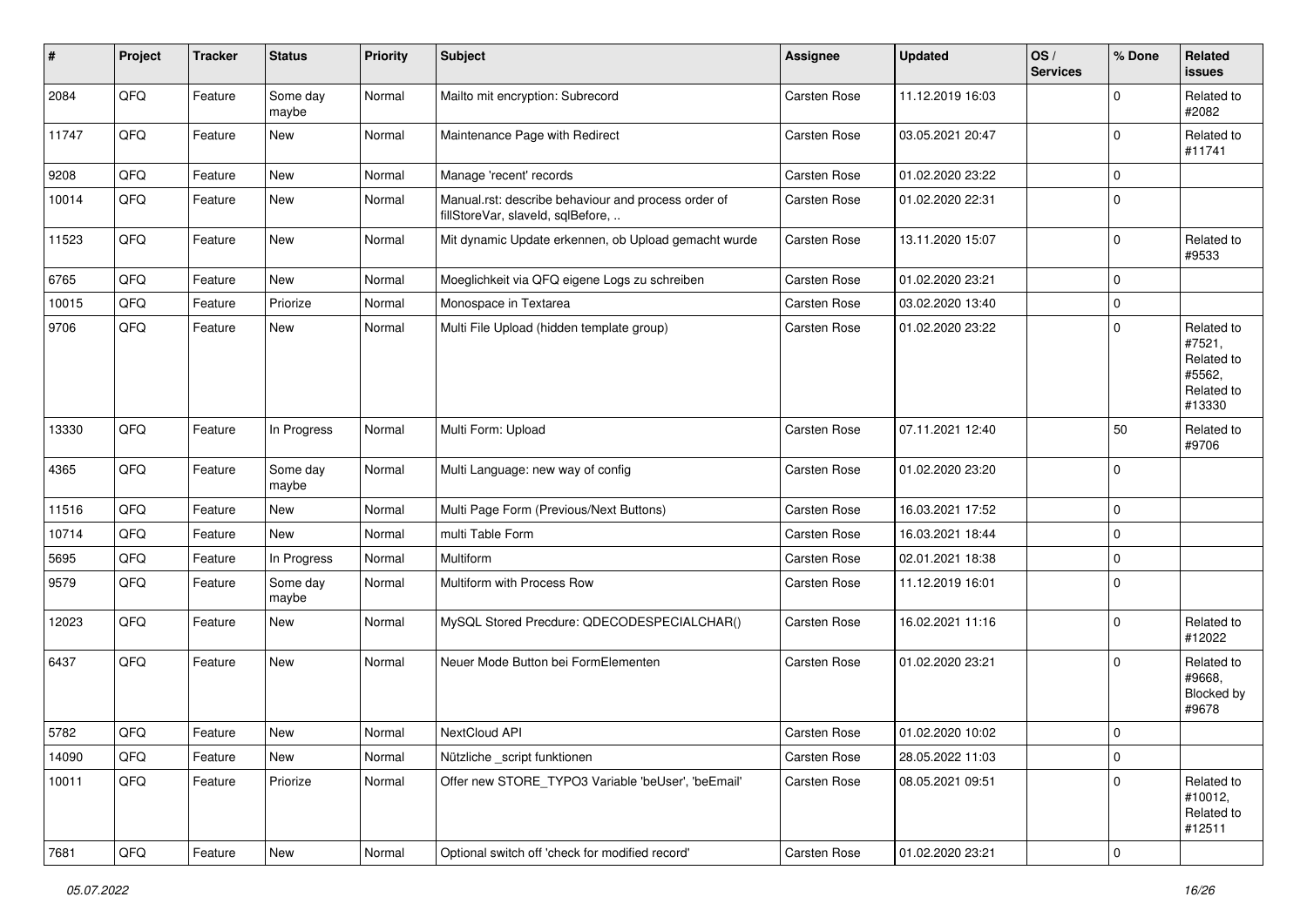| # | Project | Tracker | Status | Priority | Subject | Assignee | Updated | OS / Services | % Done | Related issues |
|---|---|---|---|---|---|---|---|---|---|---|
| 2084 | QFQ | Feature | Some day maybe | Normal | Mailto mit encryption: Subrecord | Carsten Rose | 11.12.2019 16:03 | | 0 | Related to #2082 |
| 11747 | QFQ | Feature | New | Normal | Maintenance Page with Redirect | Carsten Rose | 03.05.2021 20:47 | | 0 | Related to #11741 |
| 9208 | QFQ | Feature | New | Normal | Manage 'recent' records | Carsten Rose | 01.02.2020 23:22 | | 0 | |
| 10014 | QFQ | Feature | New | Normal | Manual.rst: describe behaviour and process order of fillStoreVar, slaveId, sqlBefore, .. | Carsten Rose | 01.02.2020 22:31 | | 0 | |
| 11523 | QFQ | Feature | New | Normal | Mit dynamic Update erkennen, ob Upload gemacht wurde | Carsten Rose | 13.11.2020 15:07 | | 0 | Related to #9533 |
| 6765 | QFQ | Feature | New | Normal | Moeglichkeit via QFQ eigene Logs zu schreiben | Carsten Rose | 01.02.2020 23:21 | | 0 | |
| 10015 | QFQ | Feature | Priorize | Normal | Monospace in Textarea | Carsten Rose | 03.02.2020 13:40 | | 0 | |
| 9706 | QFQ | Feature | New | Normal | Multi File Upload (hidden template group) | Carsten Rose | 01.02.2020 23:22 | | 0 | Related to #7521, Related to #5562, Related to #13330 |
| 13330 | QFQ | Feature | In Progress | Normal | Multi Form: Upload | Carsten Rose | 07.11.2021 12:40 | | 50 | Related to #9706 |
| 4365 | QFQ | Feature | Some day maybe | Normal | Multi Language: new way of config | Carsten Rose | 01.02.2020 23:20 | | 0 | |
| 11516 | QFQ | Feature | New | Normal | Multi Page Form (Previous/Next Buttons) | Carsten Rose | 16.03.2021 17:52 | | 0 | |
| 10714 | QFQ | Feature | New | Normal | multi Table Form | Carsten Rose | 16.03.2021 18:44 | | 0 | |
| 5695 | QFQ | Feature | In Progress | Normal | Multiform | Carsten Rose | 02.01.2021 18:38 | | 0 | |
| 9579 | QFQ | Feature | Some day maybe | Normal | Multiform with Process Row | Carsten Rose | 11.12.2019 16:01 | | 0 | |
| 12023 | QFQ | Feature | New | Normal | MySQL Stored Precdure: QDECODESPECIALCHAR() | Carsten Rose | 16.02.2021 11:16 | | 0 | Related to #12022 |
| 6437 | QFQ | Feature | New | Normal | Neuer Mode Button bei FormElementen | Carsten Rose | 01.02.2020 23:21 | | 0 | Related to #9668, Blocked by #9678 |
| 5782 | QFQ | Feature | New | Normal | NextCloud API | Carsten Rose | 01.02.2020 10:02 | | 0 | |
| 14090 | QFQ | Feature | New | Normal | Nützliche _script funktionen | Carsten Rose | 28.05.2022 11:03 | | 0 | |
| 10011 | QFQ | Feature | Priorize | Normal | Offer new STORE_TYPO3 Variable 'beUser', 'beEmail' | Carsten Rose | 08.05.2021 09:51 | | 0 | Related to #10012, Related to #12511 |
| 7681 | QFQ | Feature | New | Normal | Optional switch off 'check for modified record' | Carsten Rose | 01.02.2020 23:21 | | 0 | |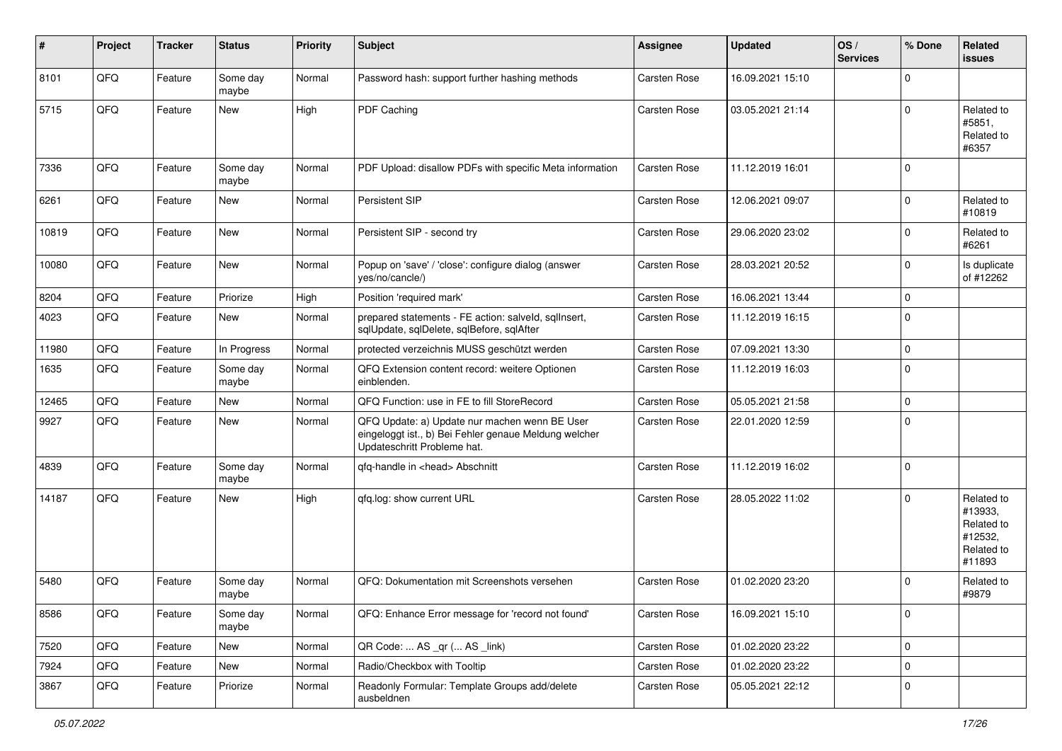| # | Project | Tracker | Status | Priority | Subject | Assignee | Updated | OS / Services | % Done | Related issues |
|---|---|---|---|---|---|---|---|---|---|---|
| 8101 | QFQ | Feature | Some day maybe | Normal | Password hash: support further hashing methods | Carsten Rose | 16.09.2021 15:10 | | 0 | |
| 5715 | QFQ | Feature | New | High | PDF Caching | Carsten Rose | 03.05.2021 21:14 | | 0 | Related to #5851, Related to #6357 |
| 7336 | QFQ | Feature | Some day maybe | Normal | PDF Upload: disallow PDFs with specific Meta information | Carsten Rose | 11.12.2019 16:01 | | 0 | |
| 6261 | QFQ | Feature | New | Normal | Persistent SIP | Carsten Rose | 12.06.2021 09:07 | | 0 | Related to #10819 |
| 10819 | QFQ | Feature | New | Normal | Persistent SIP - second try | Carsten Rose | 29.06.2020 23:02 | | 0 | Related to #6261 |
| 10080 | QFQ | Feature | New | Normal | Popup on 'save' / 'close': configure dialog (answer yes/no/cancle/) | Carsten Rose | 28.03.2021 20:52 | | 0 | Is duplicate of #12262 |
| 8204 | QFQ | Feature | Priorize | High | Position 'required mark' | Carsten Rose | 16.06.2021 13:44 | | 0 | |
| 4023 | QFQ | Feature | New | Normal | prepared statements - FE action: salveId, sqlInsert, sqlUpdate, sqlDelete, sqlBefore, sqlAfter | Carsten Rose | 11.12.2019 16:15 | | 0 | |
| 11980 | QFQ | Feature | In Progress | Normal | protected verzeichnis MUSS geschützt werden | Carsten Rose | 07.09.2021 13:30 | | 0 | |
| 1635 | QFQ | Feature | Some day maybe | Normal | QFQ Extension content record: weitere Optionen einblenden. | Carsten Rose | 11.12.2019 16:03 | | 0 | |
| 12465 | QFQ | Feature | New | Normal | QFQ Function: use in FE to fill StoreRecord | Carsten Rose | 05.05.2021 21:58 | | 0 | |
| 9927 | QFQ | Feature | New | Normal | QFQ Update: a) Update nur machen wenn BE User eingeloggt ist., b) Bei Fehler genaue Meldung welcher Updateschritt Probleme hat. | Carsten Rose | 22.01.2020 12:59 | | 0 | |
| 4839 | QFQ | Feature | Some day maybe | Normal | qfq-handle in <head> Abschnitt | Carsten Rose | 11.12.2019 16:02 | | 0 | |
| 14187 | QFQ | Feature | New | High | qfq.log: show current URL | Carsten Rose | 28.05.2022 11:02 | | 0 | Related to #13933, Related to #12532, Related to #11893 |
| 5480 | QFQ | Feature | Some day maybe | Normal | QFQ: Dokumentation mit Screenshots versehen | Carsten Rose | 01.02.2020 23:20 | | 0 | Related to #9879 |
| 8586 | QFQ | Feature | Some day maybe | Normal | QFQ: Enhance Error message for 'record not found' | Carsten Rose | 16.09.2021 15:10 | | 0 | |
| 7520 | QFQ | Feature | New | Normal | QR Code: ... AS _qr (... AS _link) | Carsten Rose | 01.02.2020 23:22 | | 0 | |
| 7924 | QFQ | Feature | New | Normal | Radio/Checkbox with Tooltip | Carsten Rose | 01.02.2020 23:22 | | 0 | |
| 3867 | QFQ | Feature | Priorize | Normal | Readonly Formular: Template Groups add/delete ausbeldnen | Carsten Rose | 05.05.2021 22:12 | | 0 | |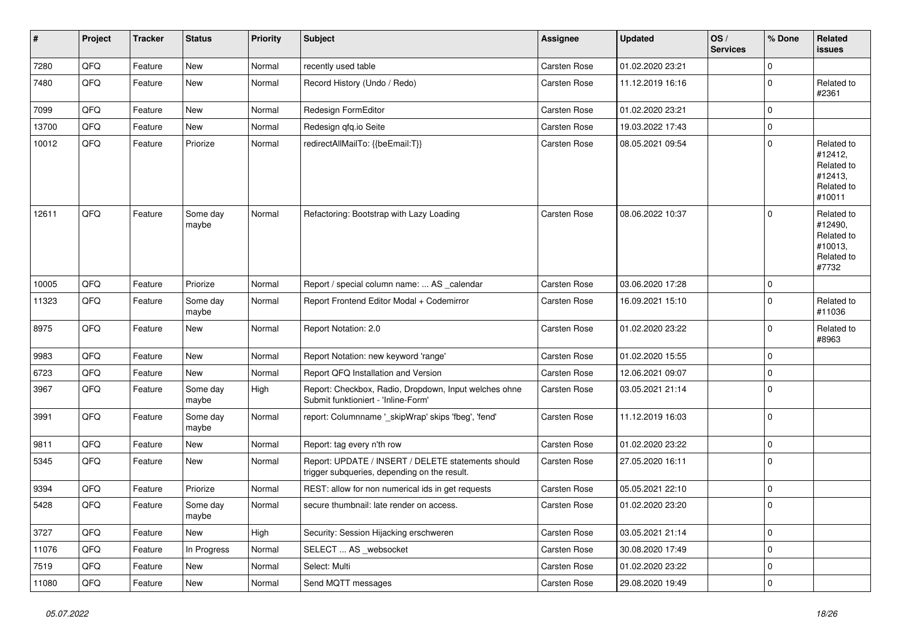| # | Project | Tracker | Status | Priority | Subject | Assignee | Updated | OS / Services | % Done | Related issues |
|---|---|---|---|---|---|---|---|---|---|---|
| 7280 | QFQ | Feature | New | Normal | recently used table | Carsten Rose | 01.02.2020 23:21 | | 0 | |
| 7480 | QFQ | Feature | New | Normal | Record History (Undo / Redo) | Carsten Rose | 11.12.2019 16:16 | | 0 | Related to #2361 |
| 7099 | QFQ | Feature | New | Normal | Redesign FormEditor | Carsten Rose | 01.02.2020 23:21 | | 0 | |
| 13700 | QFQ | Feature | New | Normal | Redesign qfq.io Seite | Carsten Rose | 19.03.2022 17:43 | | 0 | |
| 10012 | QFQ | Feature | Priorize | Normal | redirectAllMailTo: {{beEmail:T}} | Carsten Rose | 08.05.2021 09:54 | | 0 | Related to #12412, Related to #12413, Related to #10011 |
| 12611 | QFQ | Feature | Some day maybe | Normal | Refactoring: Bootstrap with Lazy Loading | Carsten Rose | 08.06.2022 10:37 | | 0 | Related to #12490, Related to #10013, Related to #7732 |
| 10005 | QFQ | Feature | Priorize | Normal | Report / special column name: ... AS _calendar | Carsten Rose | 03.06.2020 17:28 | | 0 | |
| 11323 | QFQ | Feature | Some day maybe | Normal | Report Frontend Editor Modal + Codemirror | Carsten Rose | 16.09.2021 15:10 | | 0 | Related to #11036 |
| 8975 | QFQ | Feature | New | Normal | Report Notation: 2.0 | Carsten Rose | 01.02.2020 23:22 | | 0 | Related to #8963 |
| 9983 | QFQ | Feature | New | Normal | Report Notation: new keyword 'range' | Carsten Rose | 01.02.2020 15:55 | | 0 | |
| 6723 | QFQ | Feature | New | Normal | Report QFQ Installation and Version | Carsten Rose | 12.06.2021 09:07 | | 0 | |
| 3967 | QFQ | Feature | Some day maybe | High | Report: Checkbox, Radio, Dropdown, Input welches ohne Submit funktioniert - 'Inline-Form' | Carsten Rose | 03.05.2021 21:14 | | 0 | |
| 3991 | QFQ | Feature | Some day maybe | Normal | report: Columnname '_skipWrap' skips 'fbeg', 'fend' | Carsten Rose | 11.12.2019 16:03 | | 0 | |
| 9811 | QFQ | Feature | New | Normal | Report: tag every n'th row | Carsten Rose | 01.02.2020 23:22 | | 0 | |
| 5345 | QFQ | Feature | New | Normal | Report: UPDATE / INSERT / DELETE statements should trigger subqueries, depending on the result. | Carsten Rose | 27.05.2020 16:11 | | 0 | |
| 9394 | QFQ | Feature | Priorize | Normal | REST: allow for non numerical ids in get requests | Carsten Rose | 05.05.2021 22:10 | | 0 | |
| 5428 | QFQ | Feature | Some day maybe | Normal | secure thumbnail: late render on access. | Carsten Rose | 01.02.2020 23:20 | | 0 | |
| 3727 | QFQ | Feature | New | High | Security: Session Hijacking erschweren | Carsten Rose | 03.05.2021 21:14 | | 0 | |
| 11076 | QFQ | Feature | In Progress | Normal | SELECT ... AS _websocket | Carsten Rose | 30.08.2020 17:49 | | 0 | |
| 7519 | QFQ | Feature | New | Normal | Select: Multi | Carsten Rose | 01.02.2020 23:22 | | 0 | |
| 11080 | QFQ | Feature | New | Normal | Send MQTT messages | Carsten Rose | 29.08.2020 19:49 | | 0 | |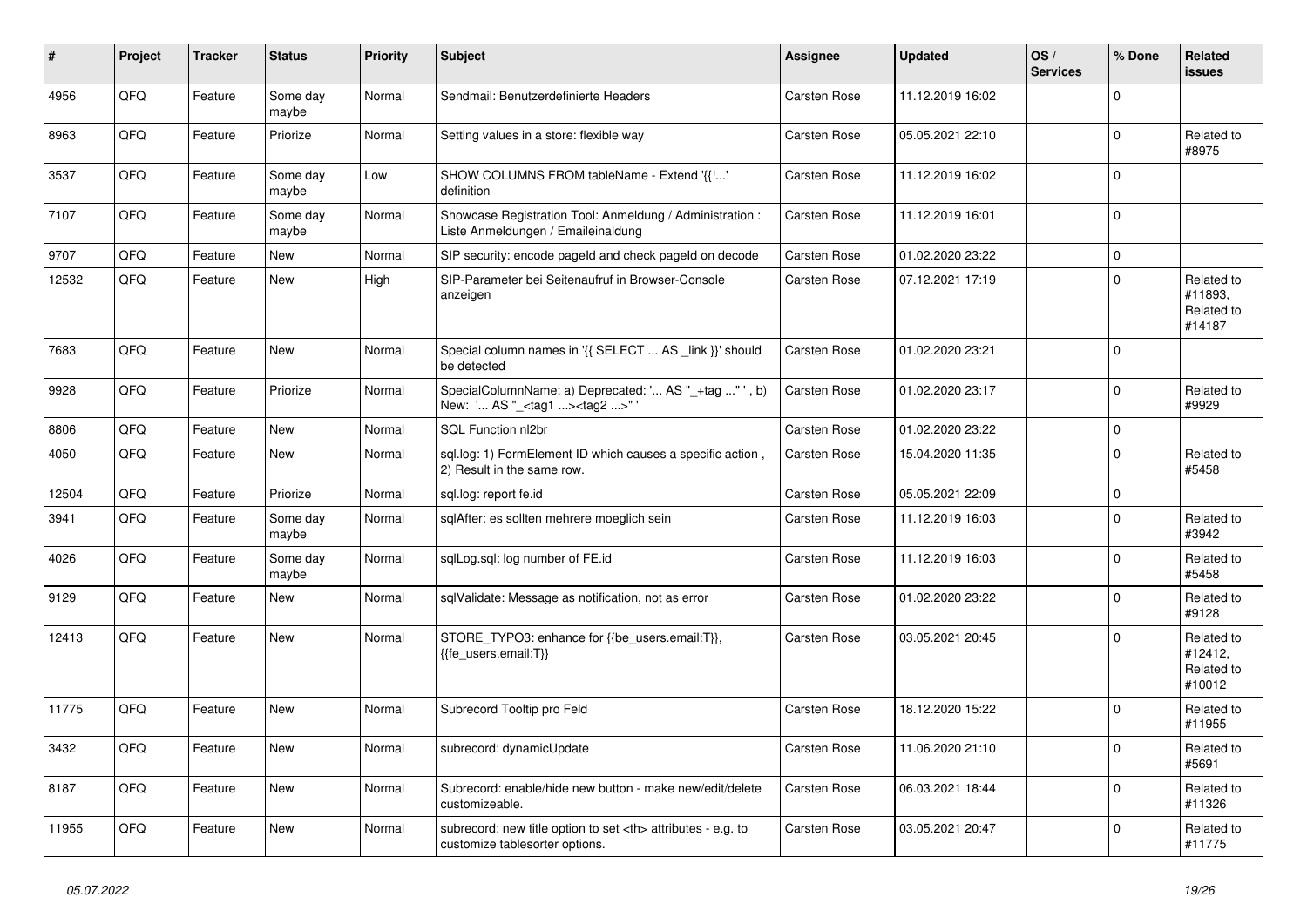| # | Project | Tracker | Status | Priority | Subject | Assignee | Updated | OS / Services | % Done | Related issues |
|---|---|---|---|---|---|---|---|---|---|---|
| 4956 | QFQ | Feature | Some day maybe | Normal | Sendmail: Benutzerdefinierte Headers | Carsten Rose | 11.12.2019 16:02 | | 0 | |
| 8963 | QFQ | Feature | Priorize | Normal | Setting values in a store: flexible way | Carsten Rose | 05.05.2021 22:10 | | 0 | Related to #8975 |
| 3537 | QFQ | Feature | Some day maybe | Low | SHOW COLUMNS FROM tableName - Extend '{{!...' definition | Carsten Rose | 11.12.2019 16:02 | | 0 | |
| 7107 | QFQ | Feature | Some day maybe | Normal | Showcase Registration Tool: Anmeldung / Administration : Liste Anmeldungen / Emaileinaldung | Carsten Rose | 11.12.2019 16:01 | | 0 | |
| 9707 | QFQ | Feature | New | Normal | SIP security: encode pageId and check pageId on decode | Carsten Rose | 01.02.2020 23:22 | | 0 | |
| 12532 | QFQ | Feature | New | High | SIP-Parameter bei Seitenaufruf in Browser-Console anzeigen | Carsten Rose | 07.12.2021 17:19 | | 0 | Related to #11893, Related to #14187 |
| 7683 | QFQ | Feature | New | Normal | Special column names in '{{ SELECT ... AS _link }}' should be detected | Carsten Rose | 01.02.2020 23:21 | | 0 | |
| 9928 | QFQ | Feature | Priorize | Normal | SpecialColumnName: a) Deprecated: '... AS "_+tag ..." ', b) New: '... AS "_<tag1 ...><tag2 ...>" ' | Carsten Rose | 01.02.2020 23:17 | | 0 | Related to #9929 |
| 8806 | QFQ | Feature | New | Normal | SQL Function nl2br | Carsten Rose | 01.02.2020 23:22 | | 0 | |
| 4050 | QFQ | Feature | New | Normal | sql.log: 1) FormElement ID which causes a specific action , 2) Result in the same row. | Carsten Rose | 15.04.2020 11:35 | | 0 | Related to #5458 |
| 12504 | QFQ | Feature | Priorize | Normal | sql.log: report fe.id | Carsten Rose | 05.05.2021 22:09 | | 0 | |
| 3941 | QFQ | Feature | Some day maybe | Normal | sqlAfter: es sollten mehrere moeglich sein | Carsten Rose | 11.12.2019 16:03 | | 0 | Related to #3942 |
| 4026 | QFQ | Feature | Some day maybe | Normal | sqlLog.sql: log number of FE.id | Carsten Rose | 11.12.2019 16:03 | | 0 | Related to #5458 |
| 9129 | QFQ | Feature | New | Normal | sqlValidate: Message as notification, not as error | Carsten Rose | 01.02.2020 23:22 | | 0 | Related to #9128 |
| 12413 | QFQ | Feature | New | Normal | STORE_TYPO3: enhance for {{be_users.email:T}}, {{fe_users.email:T}} | Carsten Rose | 03.05.2021 20:45 | | 0 | Related to #12412, Related to #10012 |
| 11775 | QFQ | Feature | New | Normal | Subrecord Tooltip pro Feld | Carsten Rose | 18.12.2020 15:22 | | 0 | Related to #11955 |
| 3432 | QFQ | Feature | New | Normal | subrecord: dynamicUpdate | Carsten Rose | 11.06.2020 21:10 | | 0 | Related to #5691 |
| 8187 | QFQ | Feature | New | Normal | Subrecord: enable/hide new button - make new/edit/delete customizeable. | Carsten Rose | 06.03.2021 18:44 | | 0 | Related to #11326 |
| 11955 | QFQ | Feature | New | Normal | subrecord: new title option to set <th> attributes - e.g. to customize tablesorter options. | Carsten Rose | 03.05.2021 20:47 | | 0 | Related to #11775 |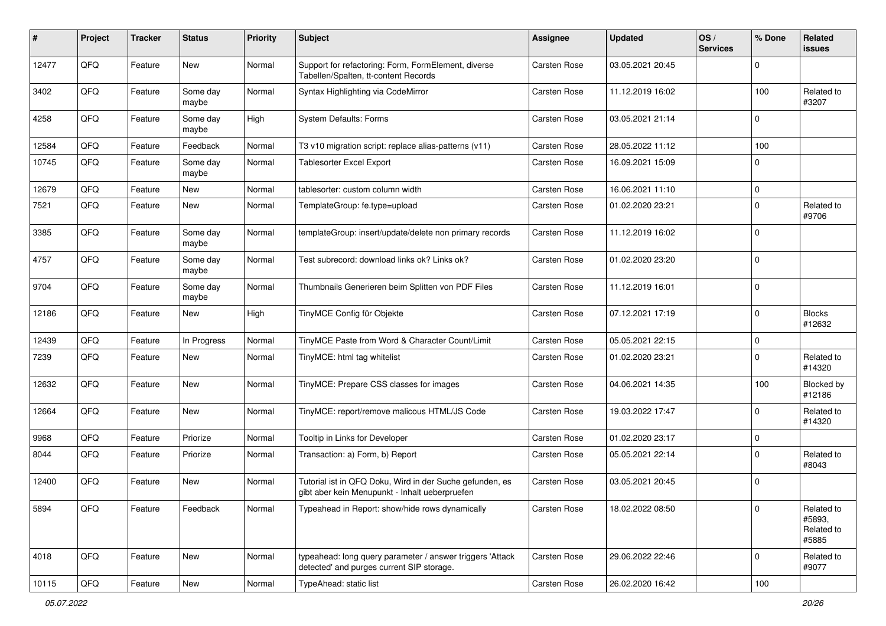| # | Project | Tracker | Status | Priority | Subject | Assignee | Updated | OS / Services | % Done | Related issues |
|---|---|---|---|---|---|---|---|---|---|---|
| 12477 | QFQ | Feature | New | Normal | Support for refactoring: Form, FormElement, diverse Tabellen/Spalten, tt-content Records | Carsten Rose | 03.05.2021 20:45 | | 0 | |
| 3402 | QFQ | Feature | Some day maybe | Normal | Syntax Highlighting via CodeMirror | Carsten Rose | 11.12.2019 16:02 | | 100 | Related to #3207 |
| 4258 | QFQ | Feature | Some day maybe | High | System Defaults: Forms | Carsten Rose | 03.05.2021 21:14 | | 0 | |
| 12584 | QFQ | Feature | Feedback | Normal | T3 v10 migration script: replace alias-patterns (v11) | Carsten Rose | 28.05.2022 11:12 | | 100 | |
| 10745 | QFQ | Feature | Some day maybe | Normal | Tablesorter Excel Export | Carsten Rose | 16.09.2021 15:09 | | 0 | |
| 12679 | QFQ | Feature | New | Normal | tablesorter: custom column width | Carsten Rose | 16.06.2021 11:10 | | 0 | |
| 7521 | QFQ | Feature | New | Normal | TemplateGroup: fe.type=upload | Carsten Rose | 01.02.2020 23:21 | | 0 | Related to #9706 |
| 3385 | QFQ | Feature | Some day maybe | Normal | templateGroup: insert/update/delete non primary records | Carsten Rose | 11.12.2019 16:02 | | 0 | |
| 4757 | QFQ | Feature | Some day maybe | Normal | Test subrecord: download links ok? Links ok? | Carsten Rose | 01.02.2020 23:20 | | 0 | |
| 9704 | QFQ | Feature | Some day maybe | Normal | Thumbnails Generieren beim Splitten von PDF Files | Carsten Rose | 11.12.2019 16:01 | | 0 | |
| 12186 | QFQ | Feature | New | High | TinyMCE Config für Objekte | Carsten Rose | 07.12.2021 17:19 | | 0 | Blocks #12632 |
| 12439 | QFQ | Feature | In Progress | Normal | TinyMCE Paste from Word & Character Count/Limit | Carsten Rose | 05.05.2021 22:15 | | 0 | |
| 7239 | QFQ | Feature | New | Normal | TinyMCE: html tag whitelist | Carsten Rose | 01.02.2020 23:21 | | 0 | Related to #14320 |
| 12632 | QFQ | Feature | New | Normal | TinyMCE: Prepare CSS classes for images | Carsten Rose | 04.06.2021 14:35 | | 100 | Blocked by #12186 |
| 12664 | QFQ | Feature | New | Normal | TinyMCE: report/remove malicous HTML/JS Code | Carsten Rose | 19.03.2022 17:47 | | 0 | Related to #14320 |
| 9968 | QFQ | Feature | Priorize | Normal | Tooltip in Links for Developer | Carsten Rose | 01.02.2020 23:17 | | 0 | |
| 8044 | QFQ | Feature | Priorize | Normal | Transaction: a) Form, b) Report | Carsten Rose | 05.05.2021 22:14 | | 0 | Related to #8043 |
| 12400 | QFQ | Feature | New | Normal | Tutorial ist in QFQ Doku, Wird in der Suche gefunden, es gibt aber kein Menupunkt - Inhalt ueberpruefen | Carsten Rose | 03.05.2021 20:45 | | 0 | |
| 5894 | QFQ | Feature | Feedback | Normal | Typeahead in Report: show/hide rows dynamically | Carsten Rose | 18.02.2022 08:50 | | 0 | Related to #5893, Related to #5885 |
| 4018 | QFQ | Feature | New | Normal | typeahead: long query parameter / answer triggers 'Attack detected' and purges current SIP storage. | Carsten Rose | 29.06.2022 22:46 | | 0 | Related to #9077 |
| 10115 | QFQ | Feature | New | Normal | TypeAhead: static list | Carsten Rose | 26.02.2020 16:42 | | 100 | |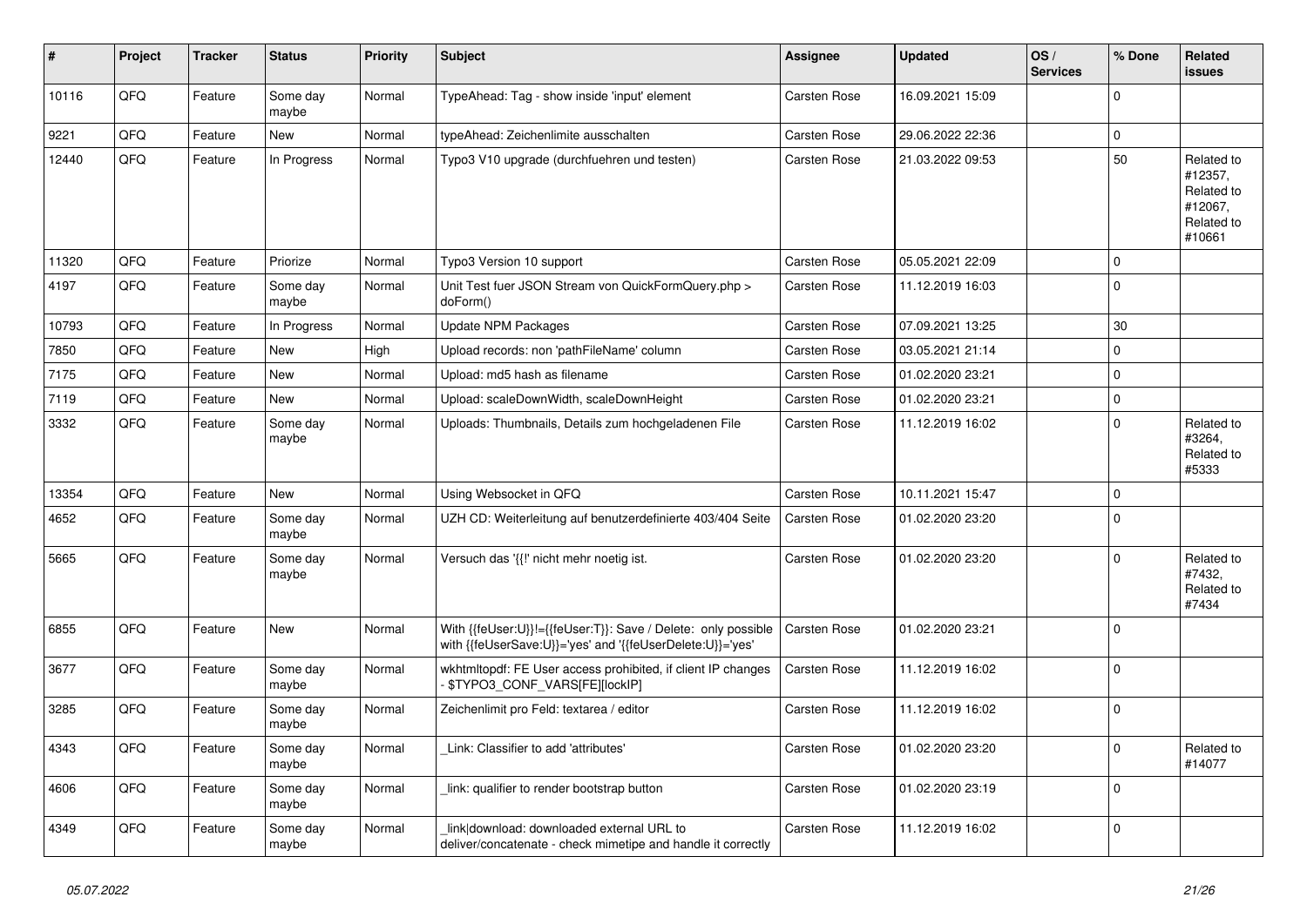| # | Project | Tracker | Status | Priority | Subject | Assignee | Updated | OS / Services | % Done | Related issues |
|---|---|---|---|---|---|---|---|---|---|---|
| 10116 | QFQ | Feature | Some day maybe | Normal | TypeAhead: Tag - show inside 'input' element | Carsten Rose | 16.09.2021 15:09 | | 0 | |
| 9221 | QFQ | Feature | New | Normal | typeAhead: Zeichenlimite ausschalten | Carsten Rose | 29.06.2022 22:36 | | 0 | |
| 12440 | QFQ | Feature | In Progress | Normal | Typo3 V10 upgrade (durchfuehren und testen) | Carsten Rose | 21.03.2022 09:53 | | 50 | Related to #12357, Related to #12067, Related to #10661 |
| 11320 | QFQ | Feature | Priorize | Normal | Typo3 Version 10 support | Carsten Rose | 05.05.2021 22:09 | | 0 | |
| 4197 | QFQ | Feature | Some day maybe | Normal | Unit Test fuer JSON Stream von QuickFormQuery.php > doForm() | Carsten Rose | 11.12.2019 16:03 | | 0 | |
| 10793 | QFQ | Feature | In Progress | Normal | Update NPM Packages | Carsten Rose | 07.09.2021 13:25 | | 30 | |
| 7850 | QFQ | Feature | New | High | Upload records: non 'pathFileName' column | Carsten Rose | 03.05.2021 21:14 | | 0 | |
| 7175 | QFQ | Feature | New | Normal | Upload: md5 hash as filename | Carsten Rose | 01.02.2020 23:21 | | 0 | |
| 7119 | QFQ | Feature | New | Normal | Upload: scaleDownWidth, scaleDownHeight | Carsten Rose | 01.02.2020 23:21 | | 0 | |
| 3332 | QFQ | Feature | Some day maybe | Normal | Uploads: Thumbnails, Details zum hochgeladenen File | Carsten Rose | 11.12.2019 16:02 | | 0 | Related to #3264, Related to #5333 |
| 13354 | QFQ | Feature | New | Normal | Using Websocket in QFQ | Carsten Rose | 10.11.2021 15:47 | | 0 | |
| 4652 | QFQ | Feature | Some day maybe | Normal | UZH CD: Weiterleitung auf benutzerdefinierte 403/404 Seite | Carsten Rose | 01.02.2020 23:20 | | 0 | |
| 5665 | QFQ | Feature | Some day maybe | Normal | Versuch das '{{!' nicht mehr noetig ist. | Carsten Rose | 01.02.2020 23:20 | | 0 | Related to #7432, Related to #7434 |
| 6855 | QFQ | Feature | New | Normal | With {{feUser:U}}!={{feUser:T}}: Save / Delete: only possible with {{feUserSave:U}}='yes' and '{{feUserDelete:U}}='yes' | Carsten Rose | 01.02.2020 23:21 | | 0 | |
| 3677 | QFQ | Feature | Some day maybe | Normal | wkhtmltopdf: FE User access prohibited, if client IP changes - $TYPO3_CONF_VARS[FE][lockIP] | Carsten Rose | 11.12.2019 16:02 | | 0 | |
| 3285 | QFQ | Feature | Some day maybe | Normal | Zeichenlimit pro Feld: textarea / editor | Carsten Rose | 11.12.2019 16:02 | | 0 | |
| 4343 | QFQ | Feature | Some day maybe | Normal | _Link: Classifier to add 'attributes' | Carsten Rose | 01.02.2020 23:20 | | 0 | Related to #14077 |
| 4606 | QFQ | Feature | Some day maybe | Normal | _link: qualifier to render bootstrap button | Carsten Rose | 01.02.2020 23:19 | | 0 | |
| 4349 | QFQ | Feature | Some day maybe | Normal | _link\|download: downloaded external URL to deliver/concatenate - check mimetipe and handle it correctly | Carsten Rose | 11.12.2019 16:02 | | 0 | |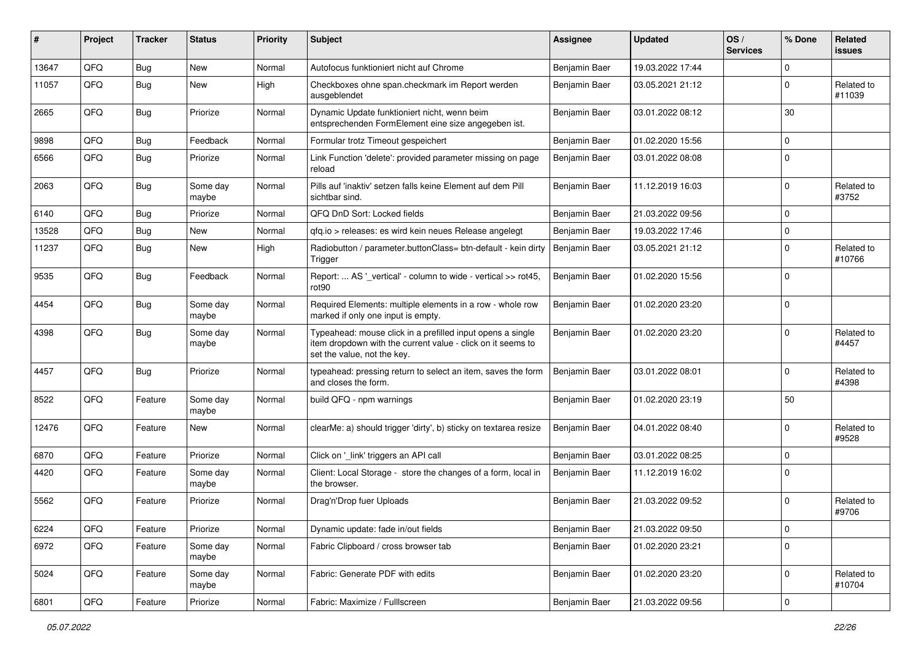| # | Project | Tracker | Status | Priority | Subject | Assignee | Updated | OS / Services | % Done | Related issues |
|---|---|---|---|---|---|---|---|---|---|---|
| 13647 | QFQ | Bug | New | Normal | Autofocus funktioniert nicht auf Chrome | Benjamin Baer | 19.03.2022 17:44 | | 0 | |
| 11057 | QFQ | Bug | New | High | Checkboxes ohne span.checkmark im Report werden ausgeblendet | Benjamin Baer | 03.05.2021 21:12 | | 0 | Related to #11039 |
| 2665 | QFQ | Bug | Priorize | Normal | Dynamic Update funktioniert nicht, wenn beim entsprechenden FormElement eine size angegeben ist. | Benjamin Baer | 03.01.2022 08:12 | | 30 | |
| 9898 | QFQ | Bug | Feedback | Normal | Formular trotz Timeout gespeichert | Benjamin Baer | 01.02.2020 15:56 | | 0 | |
| 6566 | QFQ | Bug | Priorize | Normal | Link Function 'delete': provided parameter missing on page reload | Benjamin Baer | 03.01.2022 08:08 | | 0 | |
| 2063 | QFQ | Bug | Some day maybe | Normal | Pills auf 'inaktiv' setzen falls keine Element auf dem Pill sichtbar sind. | Benjamin Baer | 11.12.2019 16:03 | | 0 | Related to #3752 |
| 6140 | QFQ | Bug | Priorize | Normal | QFQ DnD Sort: Locked fields | Benjamin Baer | 21.03.2022 09:56 | | 0 | |
| 13528 | QFQ | Bug | New | Normal | qfq.io > releases: es wird kein neues Release angelegt | Benjamin Baer | 19.03.2022 17:46 | | 0 | |
| 11237 | QFQ | Bug | New | High | Radiobutton / parameter.buttonClass= btn-default - kein dirty Trigger | Benjamin Baer | 03.05.2021 21:12 | | 0 | Related to #10766 |
| 9535 | QFQ | Bug | Feedback | Normal | Report: ... AS '_vertical' - column to wide - vertical >> rot45, rot90 | Benjamin Baer | 01.02.2020 15:56 | | 0 | |
| 4454 | QFQ | Bug | Some day maybe | Normal | Required Elements: multiple elements in a row - whole row marked if only one input is empty. | Benjamin Baer | 01.02.2020 23:20 | | 0 | |
| 4398 | QFQ | Bug | Some day maybe | Normal | Typeahead: mouse click in a prefilled input opens a single item dropdown with the current value - click on it seems to set the value, not the key. | Benjamin Baer | 01.02.2020 23:20 | | 0 | Related to #4457 |
| 4457 | QFQ | Bug | Priorize | Normal | typeahead: pressing return to select an item, saves the form and closes the form. | Benjamin Baer | 03.01.2022 08:01 | | 0 | Related to #4398 |
| 8522 | QFQ | Feature | Some day maybe | Normal | build QFQ - npm warnings | Benjamin Baer | 01.02.2020 23:19 | | 50 | |
| 12476 | QFQ | Feature | New | Normal | clearMe: a) should trigger 'dirty', b) sticky on textarea resize | Benjamin Baer | 04.01.2022 08:40 | | 0 | Related to #9528 |
| 6870 | QFQ | Feature | Priorize | Normal | Click on '_link' triggers an API call | Benjamin Baer | 03.01.2022 08:25 | | 0 | |
| 4420 | QFQ | Feature | Some day maybe | Normal | Client: Local Storage - store the changes of a form, local in the browser. | Benjamin Baer | 11.12.2019 16:02 | | 0 | |
| 5562 | QFQ | Feature | Priorize | Normal | Drag'n'Drop fuer Uploads | Benjamin Baer | 21.03.2022 09:52 | | 0 | Related to #9706 |
| 6224 | QFQ | Feature | Priorize | Normal | Dynamic update: fade in/out fields | Benjamin Baer | 21.03.2022 09:50 | | 0 | |
| 6972 | QFQ | Feature | Some day maybe | Normal | Fabric Clipboard / cross browser tab | Benjamin Baer | 01.02.2020 23:21 | | 0 | |
| 5024 | QFQ | Feature | Some day maybe | Normal | Fabric: Generate PDF with edits | Benjamin Baer | 01.02.2020 23:20 | | 0 | Related to #10704 |
| 6801 | QFQ | Feature | Priorize | Normal | Fabric: Maximize / Fulllscreen | Benjamin Baer | 21.03.2022 09:56 | | 0 | |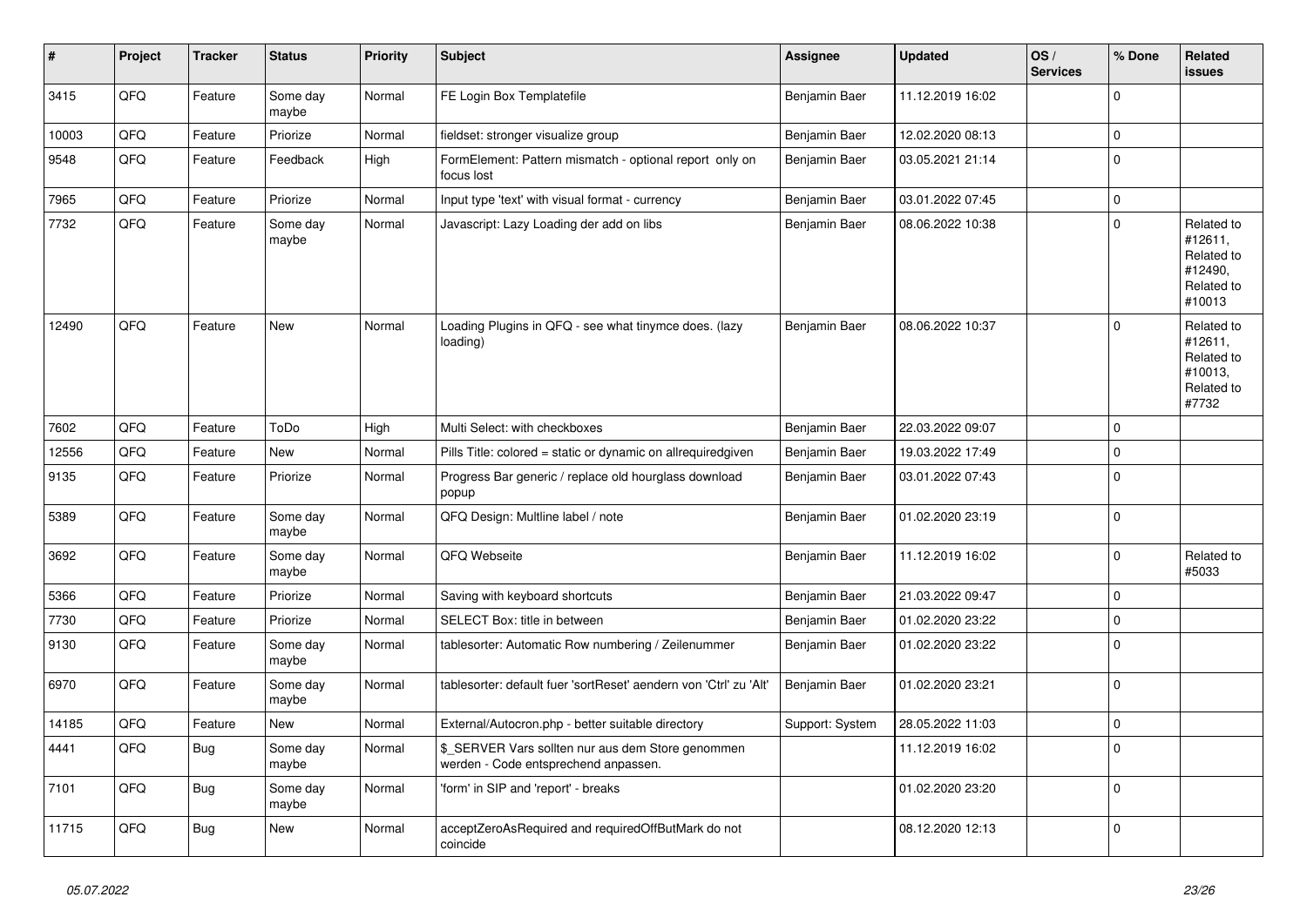| # | Project | Tracker | Status | Priority | Subject | Assignee | Updated | OS / Services | % Done | Related issues |
|---|---|---|---|---|---|---|---|---|---|---|
| 3415 | QFQ | Feature | Some day maybe | Normal | FE Login Box Templatefile | Benjamin Baer | 11.12.2019 16:02 | | 0 | |
| 10003 | QFQ | Feature | Priorize | Normal | fieldset: stronger visualize group | Benjamin Baer | 12.02.2020 08:13 | | 0 | |
| 9548 | QFQ | Feature | Feedback | High | FormElement: Pattern mismatch - optional report only on focus lost | Benjamin Baer | 03.05.2021 21:14 | | 0 | |
| 7965 | QFQ | Feature | Priorize | Normal | Input type 'text' with visual format - currency | Benjamin Baer | 03.01.2022 07:45 | | 0 | |
| 7732 | QFQ | Feature | Some day maybe | Normal | Javascript: Lazy Loading der add on libs | Benjamin Baer | 08.06.2022 10:38 | | 0 | Related to #12611, Related to #12490, Related to #10013 |
| 12490 | QFQ | Feature | New | Normal | Loading Plugins in QFQ - see what tinymce does. (lazy loading) | Benjamin Baer | 08.06.2022 10:37 | | 0 | Related to #12611, Related to #10013, Related to #7732 |
| 7602 | QFQ | Feature | ToDo | High | Multi Select: with checkboxes | Benjamin Baer | 22.03.2022 09:07 | | 0 | |
| 12556 | QFQ | Feature | New | Normal | Pills Title: colored = static or dynamic on allrequiredgiven | Benjamin Baer | 19.03.2022 17:49 | | 0 | |
| 9135 | QFQ | Feature | Priorize | Normal | Progress Bar generic / replace old hourglass download popup | Benjamin Baer | 03.01.2022 07:43 | | 0 | |
| 5389 | QFQ | Feature | Some day maybe | Normal | QFQ Design: Multline label / note | Benjamin Baer | 01.02.2020 23:19 | | 0 | |
| 3692 | QFQ | Feature | Some day maybe | Normal | QFQ Webseite | Benjamin Baer | 11.12.2019 16:02 | | 0 | Related to #5033 |
| 5366 | QFQ | Feature | Priorize | Normal | Saving with keyboard shortcuts | Benjamin Baer | 21.03.2022 09:47 | | 0 | |
| 7730 | QFQ | Feature | Priorize | Normal | SELECT Box: title in between | Benjamin Baer | 01.02.2020 23:22 | | 0 | |
| 9130 | QFQ | Feature | Some day maybe | Normal | tablesorter: Automatic Row numbering / Zeilenummer | Benjamin Baer | 01.02.2020 23:22 | | 0 | |
| 6970 | QFQ | Feature | Some day maybe | Normal | tablesorter: default fuer 'sortReset' aendern von 'Ctrl' zu 'Alt' | Benjamin Baer | 01.02.2020 23:21 | | 0 | |
| 14185 | QFQ | Feature | New | Normal | External/Autocron.php - better suitable directory | Support: System | 28.05.2022 11:03 | | 0 | |
| 4441 | QFQ | Bug | Some day maybe | Normal | $_SERVER Vars sollten nur aus dem Store genommen werden - Code entsprechend anpassen. | | 11.12.2019 16:02 | | 0 | |
| 7101 | QFQ | Bug | Some day maybe | Normal | 'form' in SIP and 'report' - breaks | | 01.02.2020 23:20 | | 0 | |
| 11715 | QFQ | Bug | New | Normal | acceptZeroAsRequired and requiredOffButMark do not coincide | | 08.12.2020 12:13 | | 0 | |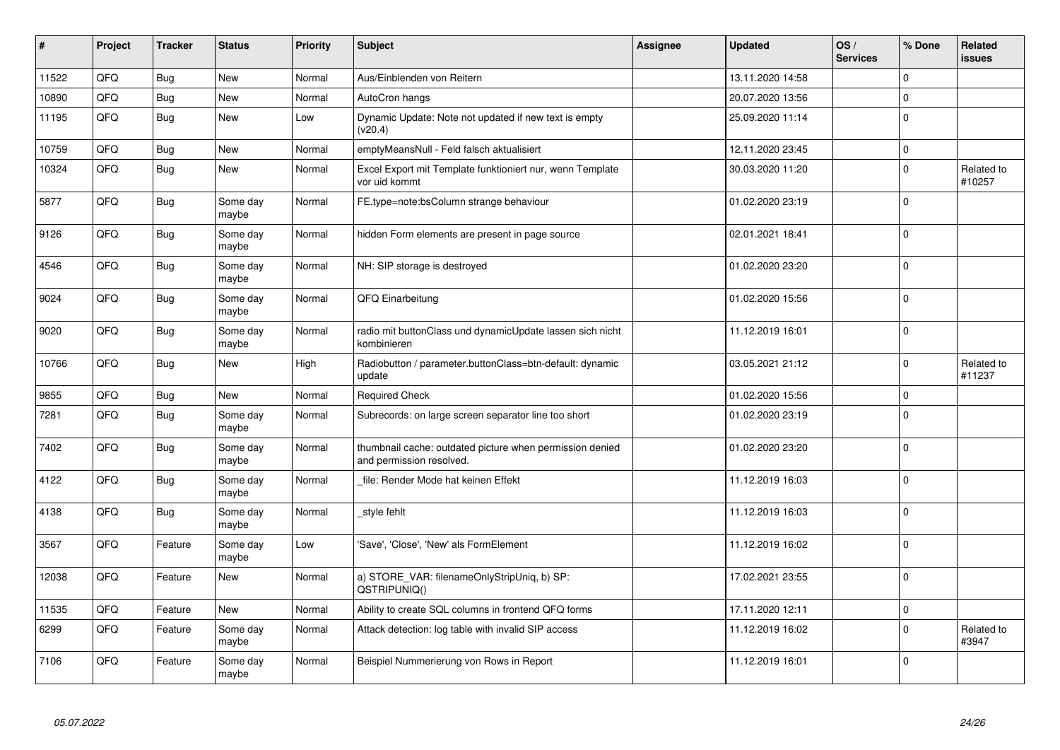| # | Project | Tracker | Status | Priority | Subject | Assignee | Updated | OS / Services | % Done | Related issues |
|---|---|---|---|---|---|---|---|---|---|---|
| 11522 | QFQ | Bug | New | Normal | Aus/Einblenden von Reitern | | 13.11.2020 14:58 | | 0 | |
| 10890 | QFQ | Bug | New | Normal | AutoCron hangs | | 20.07.2020 13:56 | | 0 | |
| 11195 | QFQ | Bug | New | Low | Dynamic Update: Note not updated if new text is empty (v20.4) | | 25.09.2020 11:14 | | 0 | |
| 10759 | QFQ | Bug | New | Normal | emptyMeansNull - Feld falsch aktualisiert | | 12.11.2020 23:45 | | 0 | |
| 10324 | QFQ | Bug | New | Normal | Excel Export mit Template funktioniert nur, wenn Template vor uid kommt | | 30.03.2020 11:20 | | 0 | Related to #10257 |
| 5877 | QFQ | Bug | Some day maybe | Normal | FE.type=note:bsColumn strange behaviour | | 01.02.2020 23:19 | | 0 | |
| 9126 | QFQ | Bug | Some day maybe | Normal | hidden Form elements are present in page source | | 02.01.2021 18:41 | | 0 | |
| 4546 | QFQ | Bug | Some day maybe | Normal | NH: SIP storage is destroyed | | 01.02.2020 23:20 | | 0 | |
| 9024 | QFQ | Bug | Some day maybe | Normal | QFQ Einarbeitung | | 01.02.2020 15:56 | | 0 | |
| 9020 | QFQ | Bug | Some day maybe | Normal | radio mit buttonClass und dynamicUpdate lassen sich nicht kombinieren | | 11.12.2019 16:01 | | 0 | |
| 10766 | QFQ | Bug | New | High | Radiobutton / parameter.buttonClass=btn-default: dynamic update | | 03.05.2021 21:12 | | 0 | Related to #11237 |
| 9855 | QFQ | Bug | New | Normal | Required Check | | 01.02.2020 15:56 | | 0 | |
| 7281 | QFQ | Bug | Some day maybe | Normal | Subrecords: on large screen separator line too short | | 01.02.2020 23:19 | | 0 | |
| 7402 | QFQ | Bug | Some day maybe | Normal | thumbnail cache: outdated picture when permission denied and permission resolved. | | 01.02.2020 23:20 | | 0 | |
| 4122 | QFQ | Bug | Some day maybe | Normal | _file: Render Mode hat keinen Effekt | | 11.12.2019 16:03 | | 0 | |
| 4138 | QFQ | Bug | Some day maybe | Normal | _style fehlt | | 11.12.2019 16:03 | | 0 | |
| 3567 | QFQ | Feature | Some day maybe | Low | 'Save', 'Close', 'New' als FormElement | | 11.12.2019 16:02 | | 0 | |
| 12038 | QFQ | Feature | New | Normal | a) STORE_VAR: filenameOnlyStripUniq, b) SP: QSTRIPUNIQ() | | 17.02.2021 23:55 | | 0 | |
| 11535 | QFQ | Feature | New | Normal | Ability to create SQL columns in frontend QFQ forms | | 17.11.2020 12:11 | | 0 | |
| 6299 | QFQ | Feature | Some day maybe | Normal | Attack detection: log table with invalid SIP access | | 11.12.2019 16:02 | | 0 | Related to #3947 |
| 7106 | QFQ | Feature | Some day maybe | Normal | Beispiel Nummerierung von Rows in Report | | 11.12.2019 16:01 | | 0 | |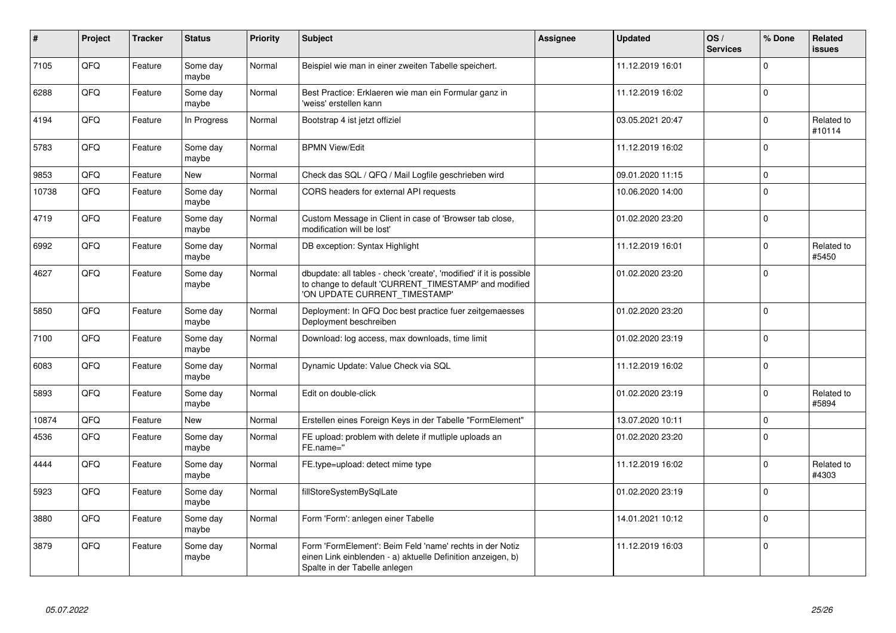| # | Project | Tracker | Status | Priority | Subject | Assignee | Updated | OS / Services | % Done | Related issues |
|---|---|---|---|---|---|---|---|---|---|---|
| 7105 | QFQ | Feature | Some day maybe | Normal | Beispiel wie man in einer zweiten Tabelle speichert. | | 11.12.2019 16:01 | | 0 | |
| 6288 | QFQ | Feature | Some day maybe | Normal | Best Practice: Erklaeren wie man ein Formular ganz in 'weiss' erstellen kann | | 11.12.2019 16:02 | | 0 | |
| 4194 | QFQ | Feature | In Progress | Normal | Bootstrap 4 ist jetzt offiziel | | 03.05.2021 20:47 | | 0 | Related to #10114 |
| 5783 | QFQ | Feature | Some day maybe | Normal | BPMN View/Edit | | 11.12.2019 16:02 | | 0 | |
| 9853 | QFQ | Feature | New | Normal | Check das SQL / QFQ / Mail Logfile geschrieben wird | | 09.01.2020 11:15 | | 0 | |
| 10738 | QFQ | Feature | Some day maybe | Normal | CORS headers for external API requests | | 10.06.2020 14:00 | | 0 | |
| 4719 | QFQ | Feature | Some day maybe | Normal | Custom Message in Client in case of 'Browser tab close, modification will be lost' | | 01.02.2020 23:20 | | 0 | |
| 6992 | QFQ | Feature | Some day maybe | Normal | DB exception: Syntax Highlight | | 11.12.2019 16:01 | | 0 | Related to #5450 |
| 4627 | QFQ | Feature | Some day maybe | Normal | dbupdate: all tables - check 'create', 'modified' if it is possible to change to default 'CURRENT_TIMESTAMP' and modified 'ON UPDATE CURRENT_TIMESTAMP' | | 01.02.2020 23:20 | | 0 | |
| 5850 | QFQ | Feature | Some day maybe | Normal | Deployment: In QFQ Doc best practice fuer zeitgemaesses Deployment beschreiben | | 01.02.2020 23:20 | | 0 | |
| 7100 | QFQ | Feature | Some day maybe | Normal | Download: log access, max downloads, time limit | | 01.02.2020 23:19 | | 0 | |
| 6083 | QFQ | Feature | Some day maybe | Normal | Dynamic Update: Value Check via SQL | | 11.12.2019 16:02 | | 0 | |
| 5893 | QFQ | Feature | Some day maybe | Normal | Edit on double-click | | 01.02.2020 23:19 | | 0 | Related to #5894 |
| 10874 | QFQ | Feature | New | Normal | Erstellen eines Foreign Keys in der Tabelle "FormElement" | | 13.07.2020 10:11 | | 0 | |
| 4536 | QFQ | Feature | Some day maybe | Normal | FE upload: problem with delete if mutliple uploads an FE.name='' | | 01.02.2020 23:20 | | 0 | |
| 4444 | QFQ | Feature | Some day maybe | Normal | FE.type=upload: detect mime type | | 11.12.2019 16:02 | | 0 | Related to #4303 |
| 5923 | QFQ | Feature | Some day maybe | Normal | fillStoreSystemBySqlLate | | 01.02.2020 23:19 | | 0 | |
| 3880 | QFQ | Feature | Some day maybe | Normal | Form 'Form': anlegen einer Tabelle | | 14.01.2021 10:12 | | 0 | |
| 3879 | QFQ | Feature | Some day maybe | Normal | Form 'FormElement': Beim Feld 'name' rechts in der Notiz einen Link einblenden - a) aktuelle Definition anzeigen, b) Spalte in der Tabelle anlegen | | 11.12.2019 16:03 | | 0 | |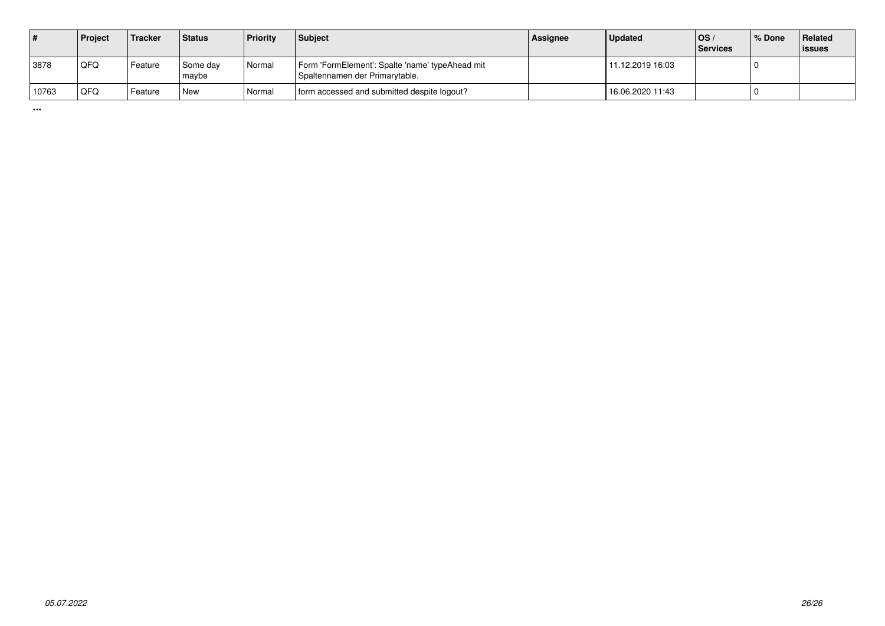| # | Project | Tracker | Status | Priority | Subject | Assignee | Updated | OS / Services | % Done | Related issues |
|---|---|---|---|---|---|---|---|---|---|---|
| 3878 | QFQ | Feature | Some day maybe | Normal | Form 'FormElement': Spalte 'name' typeAhead mit Spaltennamen der Primarytable. | | 11.12.2019 16:03 | | 0 | |
| 10763 | QFQ | Feature | New | Normal | form accessed and submitted despite logout? | | 16.06.2020 11:43 | | 0 | |

**...**

*05.07.2022*